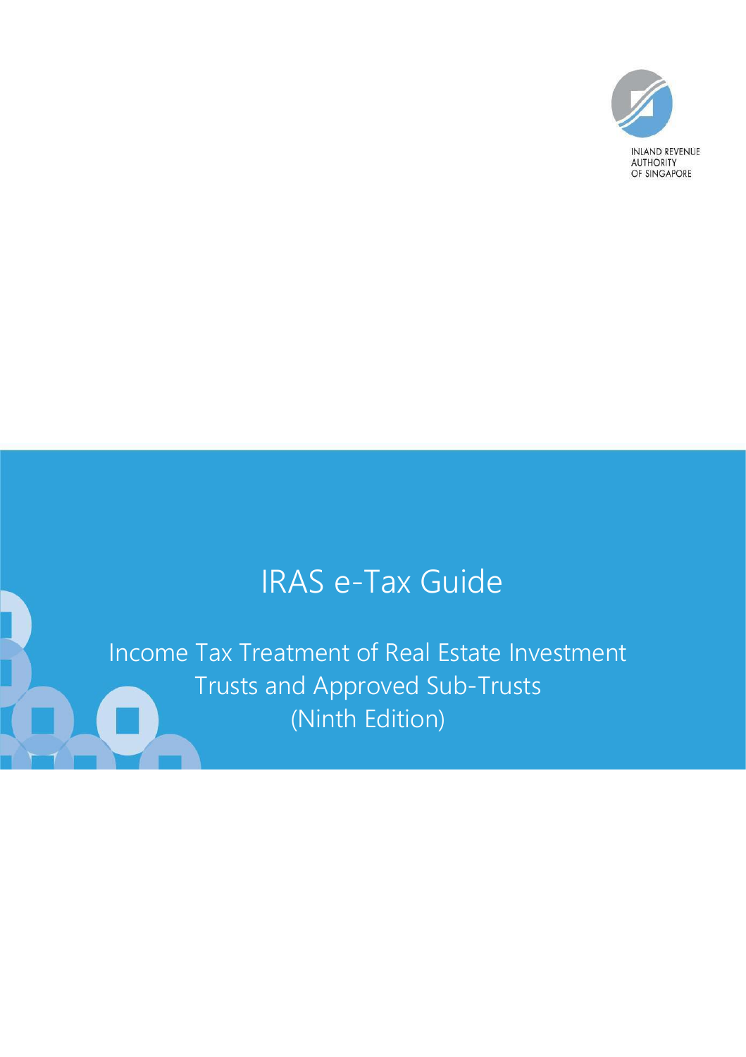INLAND REVENUE AUTHORITY OF SINGAPORE

# IRAS e-Tax Guide

## Income Tax Treatment of Real Estate Investment Trusts and Approved Sub-Trusts (Ninth Edition)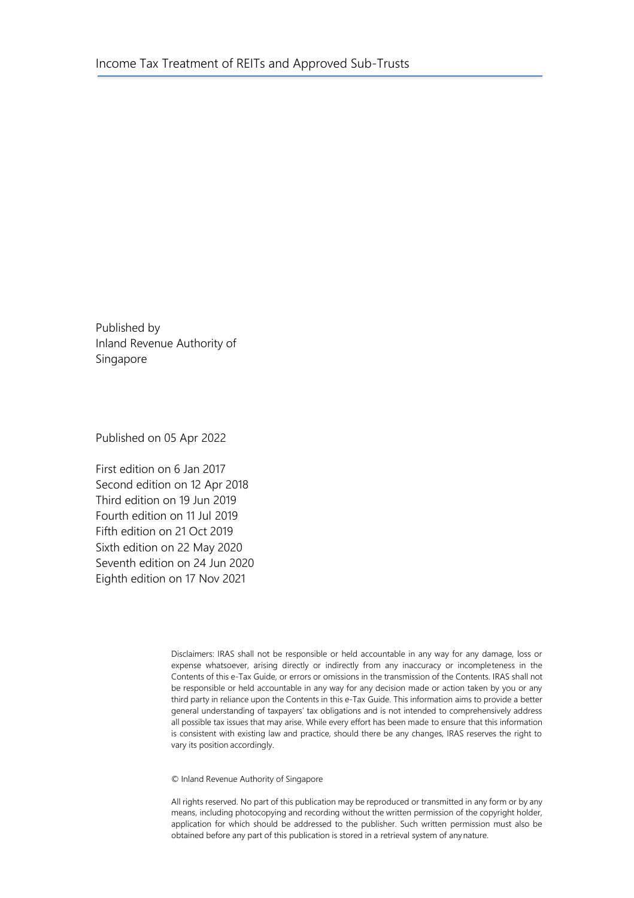Published by
Inland Revenue Authority of Singapore

Published on 05 Apr 2022

First edition on 6 Jan 2017
Second edition on 12 Apr 2018
Third edition on 19 Jun 2019
Fourth edition on 11 Jul 2019
Fifth edition on 21 Oct 2019
Sixth edition on 22 May 2020
Seventh edition on 24 Jun 2020
Eighth edition on 17 Nov 2021

Disclaimers: IRAS shall not be responsible or held accountable in any way for any damage, loss or expense whatsoever, arising directly or indirectly from any inaccuracy or incompleteness in the Contents of this e-Tax Guide, or errors or omissions in the transmission of the Contents. IRAS shall not be responsible or held accountable in any way for any decision made or action taken by you or any third party in reliance upon the Contents in this e-Tax Guide. This information aims to provide a better general understanding of taxpayers' tax obligations and is not intended to comprehensively address all possible tax issues that may arise. While every effort has been made to ensure that this information is consistent with existing law and practice, should there be any changes, IRAS reserves the right to vary its position accordingly.

© Inland Revenue Authority of Singapore

All rights reserved. No part of this publication may be reproduced or transmitted in any form or by any means, including photocopying and recording without the written permission of the copyright holder, application for which should be addressed to the publisher. Such written permission must also be obtained before any part of this publication is stored in a retrieval system of any nature.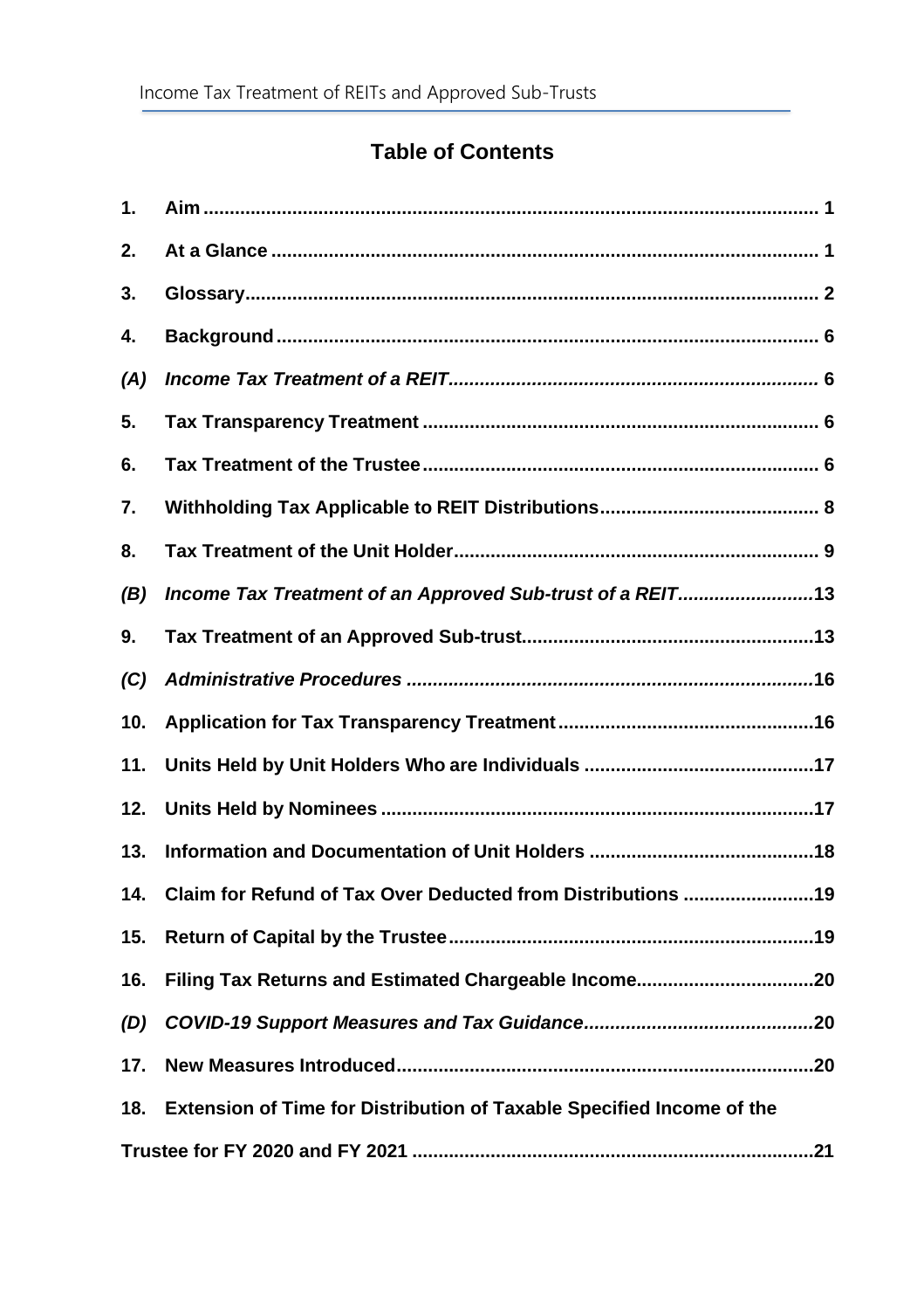## Table of Contents

1. **Aim** ............................................................................................................ 1
2. **At a Glance** ................................................................................................. 1
3. **Glossary** ..................................................................................................... 2
4. **Background** ................................................................................................. 6

***(A) Income Tax Treatment of a REIT*** ........................................................ 6

5. **Tax Transparency Treatment** ..................................................................... 6
6. **Tax Treatment of the Trustee** ..................................................................... 6
7. **Withholding Tax Applicable to REIT Distributions** .................................... 8
8. **Tax Treatment of the Unit Holder** ............................................................... 9

***(B) Income Tax Treatment of an Approved Sub-trust of a REIT*** ................... 13

9. **Tax Treatment of an Approved Sub-trust** .................................................. 13

***(C) Administrative Procedures*** ...................................................................... 16

10. **Application for Tax Transparency Treatment** ........................................... 16
11. **Units Held by Unit Holders Who are Individuals** ..................................... 17
12. **Units Held by Nominees** ........................................................................... 17
13. **Information and Documentation of Unit Holders** .................................... 18
14. **Claim for Refund of Tax Over Deducted from Distributions** ................... 19
15. **Return of Capital by the Trustee** .............................................................. 19
16. **Filing Tax Returns and Estimated Chargeable Income** ............................ 20

***(D) COVID-19 Support Measures and Tax Guidance*** ..................................... 20

17. **New Measures Introduced** ........................................................................ 20
18. **Extension of Time for Distribution of Taxable Specified Income of the Trustee for FY 2020 and FY 2021** ........................................................................ 21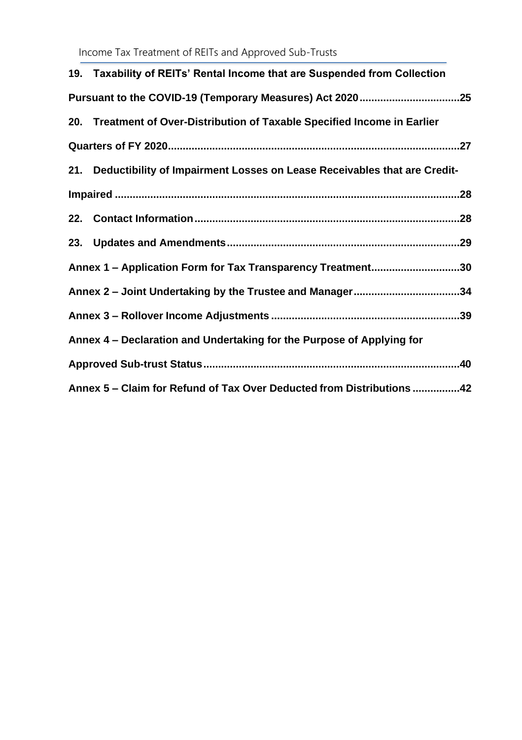**19. Taxability of REITs' Rental Income that are Suspended from Collection Pursuant to the COVID-19 (Temporary Measures) Act 2020 ..................................25**

**20. Treatment of Over-Distribution of Taxable Specified Income in Earlier Quarters of FY 2020..................................................................................................27**

**21. Deductibility of Impairment Losses on Lease Receivables that are Credit-Impaired ....................................................................................................................28**

**22. Contact Information..........................................................................................28**

**23. Updates and Amendments..............................................................................29**

**Annex 1 – Application Form for Tax Transparency Treatment..............................30**

**Annex 2 – Joint Undertaking by the Trustee and Manager....................................34**

**Annex 3 – Rollover Income Adjustments ................................................................39**

**Annex 4 – Declaration and Undertaking for the Purpose of Applying for Approved Sub-trust Status.......................................................................................40**

**Annex 5 – Claim for Refund of Tax Over Deducted from Distributions ................42**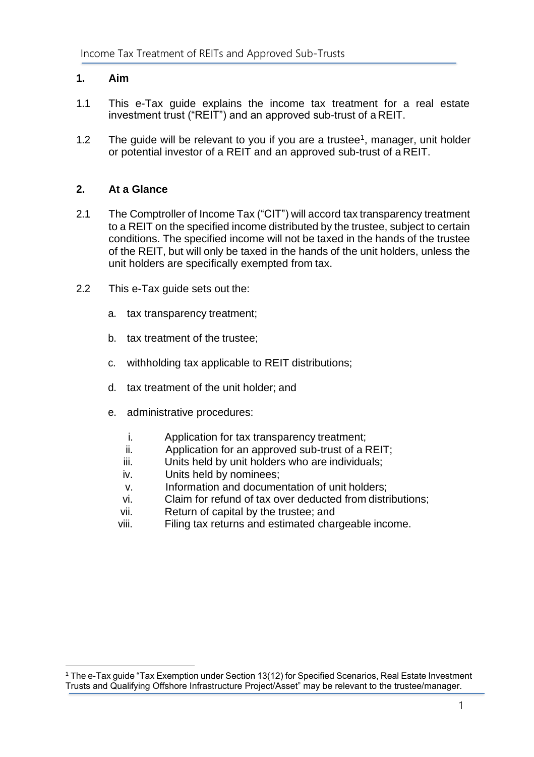## 1. Aim

1.1 This e-Tax guide explains the income tax treatment for a real estate investment trust ("REIT") and an approved sub-trust of a REIT.

1.2 The guide will be relevant to you if you are a trustee[1], manager, unit holder or potential investor of a REIT and an approved sub-trust of a REIT.

## 2. At a Glance

2.1 The Comptroller of Income Tax ("CIT") will accord tax transparency treatment to a REIT on the specified income distributed by the trustee, subject to certain conditions. The specified income will not be taxed in the hands of the trustee of the REIT, but will only be taxed in the hands of the unit holders, unless the unit holders are specifically exempted from tax.

2.2 This e-Tax guide sets out the:

a. tax transparency treatment;

b. tax treatment of the trustee;

c. withholding tax applicable to REIT distributions;

d. tax treatment of the unit holder; and

e. administrative procedures:

i. Application for tax transparency treatment;
ii. Application for an approved sub-trust of a REIT;
iii. Units held by unit holders who are individuals;
iv. Units held by nominees;
v. Information and documentation of unit holders;
vi. Claim for refund of tax over deducted from distributions;
vii. Return of capital by the trustee; and
viii. Filing tax returns and estimated chargeable income.

[1] The e-Tax guide "Tax Exemption under Section 13(12) for Specified Scenarios, Real Estate Investment Trusts and Qualifying Offshore Infrastructure Project/Asset" may be relevant to the trustee/manager.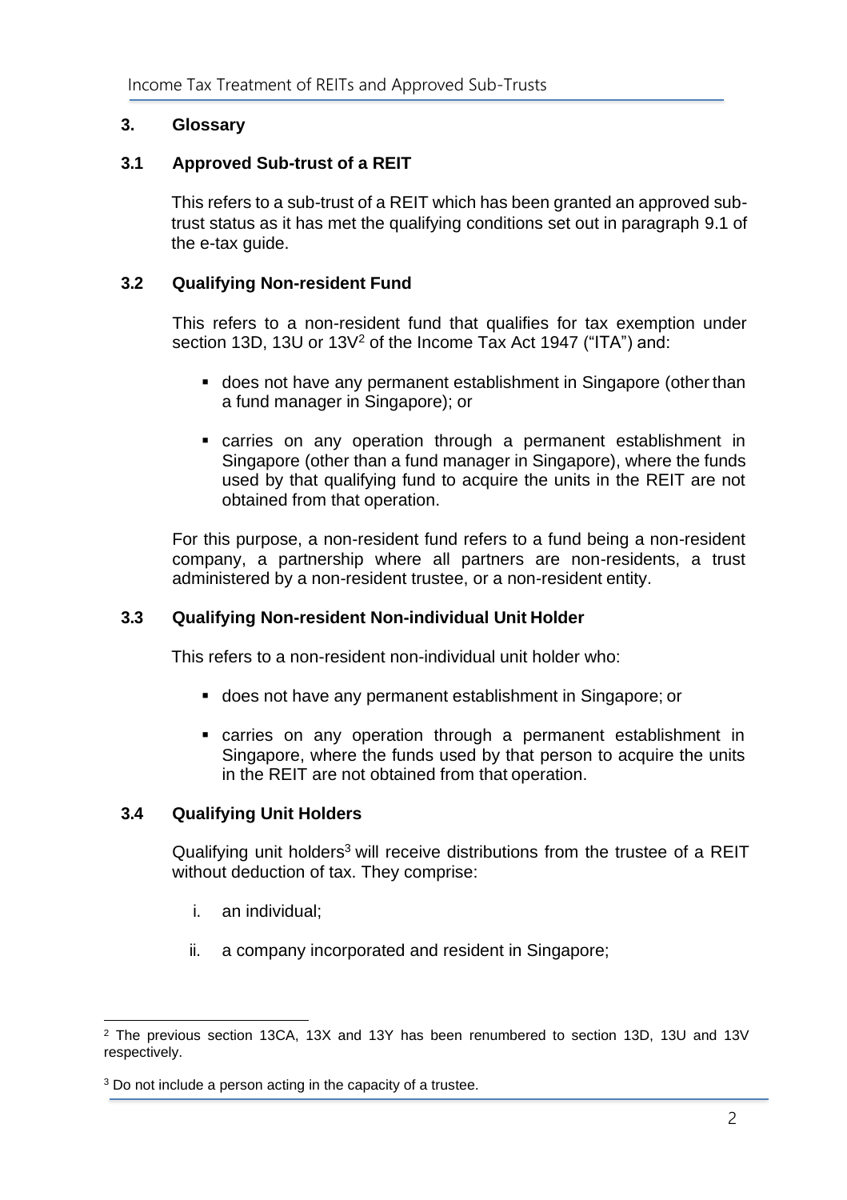## 3. Glossary

### 3.1 Approved Sub-trust of a REIT

This refers to a sub-trust of a REIT which has been granted an approved sub-trust status as it has met the qualifying conditions set out in paragraph 9.1 of the e-tax guide.

### 3.2 Qualifying Non-resident Fund

This refers to a non-resident fund that qualifies for tax exemption under section 13D, 13U or 13V[2] of the Income Tax Act 1947 ("ITA") and:

- does not have any permanent establishment in Singapore (other than a fund manager in Singapore); or
- carries on any operation through a permanent establishment in Singapore (other than a fund manager in Singapore), where the funds used by that qualifying fund to acquire the units in the REIT are not obtained from that operation.

For this purpose, a non-resident fund refers to a fund being a non-resident company, a partnership where all partners are non-residents, a trust administered by a non-resident trustee, or a non-resident entity.

### 3.3 Qualifying Non-resident Non-individual Unit Holder

This refers to a non-resident non-individual unit holder who:

- does not have any permanent establishment in Singapore; or
- carries on any operation through a permanent establishment in Singapore, where the funds used by that person to acquire the units in the REIT are not obtained from that operation.

### 3.4 Qualifying Unit Holders

Qualifying unit holders[3] will receive distributions from the trustee of a REIT without deduction of tax. They comprise:

i. an individual;

ii. a company incorporated and resident in Singapore;

---

[2] The previous section 13CA, 13X and 13Y has been renumbered to section 13D, 13U and 13V respectively.

[3] Do not include a person acting in the capacity of a trustee.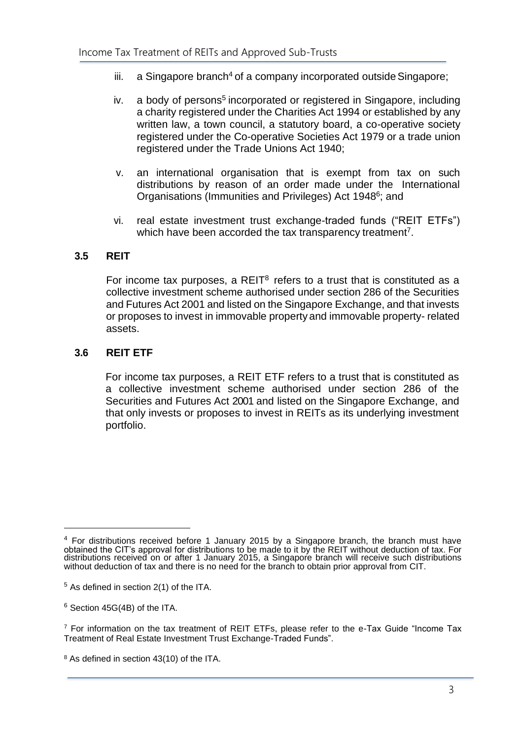iii. a Singapore branch[4] of a company incorporated outside Singapore;

iv. a body of persons[5] incorporated or registered in Singapore, including a charity registered under the Charities Act 1994 or established by any written law, a town council, a statutory board, a co-operative society registered under the Co-operative Societies Act 1979 or a trade union registered under the Trade Unions Act 1940;

v. an international organisation that is exempt from tax on such distributions by reason of an order made under the International Organisations (Immunities and Privileges) Act 1948[6]; and

vi. real estate investment trust exchange-traded funds ("REIT ETFs") which have been accorded the tax transparency treatment[7].

## 3.5 REIT

For income tax purposes, a REIT[8] refers to a trust that is constituted as a collective investment scheme authorised under section 286 of the Securities and Futures Act 2001 and listed on the Singapore Exchange, and that invests or proposes to invest in immovable property and immovable property- related assets.

## 3.6 REIT ETF

For income tax purposes, a REIT ETF refers to a trust that is constituted as a collective investment scheme authorised under section 286 of the Securities and Futures Act 2001 and listed on the Singapore Exchange, and that only invests or proposes to invest in REITs as its underlying investment portfolio.

---

[4] For distributions received before 1 January 2015 by a Singapore branch, the branch must have obtained the CIT's approval for distributions to be made to it by the REIT without deduction of tax. For distributions received on or after 1 January 2015, a Singapore branch will receive such distributions without deduction of tax and there is no need for the branch to obtain prior approval from CIT.

[5] As defined in section 2(1) of the ITA.

[6] Section 45G(4B) of the ITA.

[7] For information on the tax treatment of REIT ETFs, please refer to the e-Tax Guide "Income Tax Treatment of Real Estate Investment Trust Exchange-Traded Funds".

[8] As defined in section 43(10) of the ITA.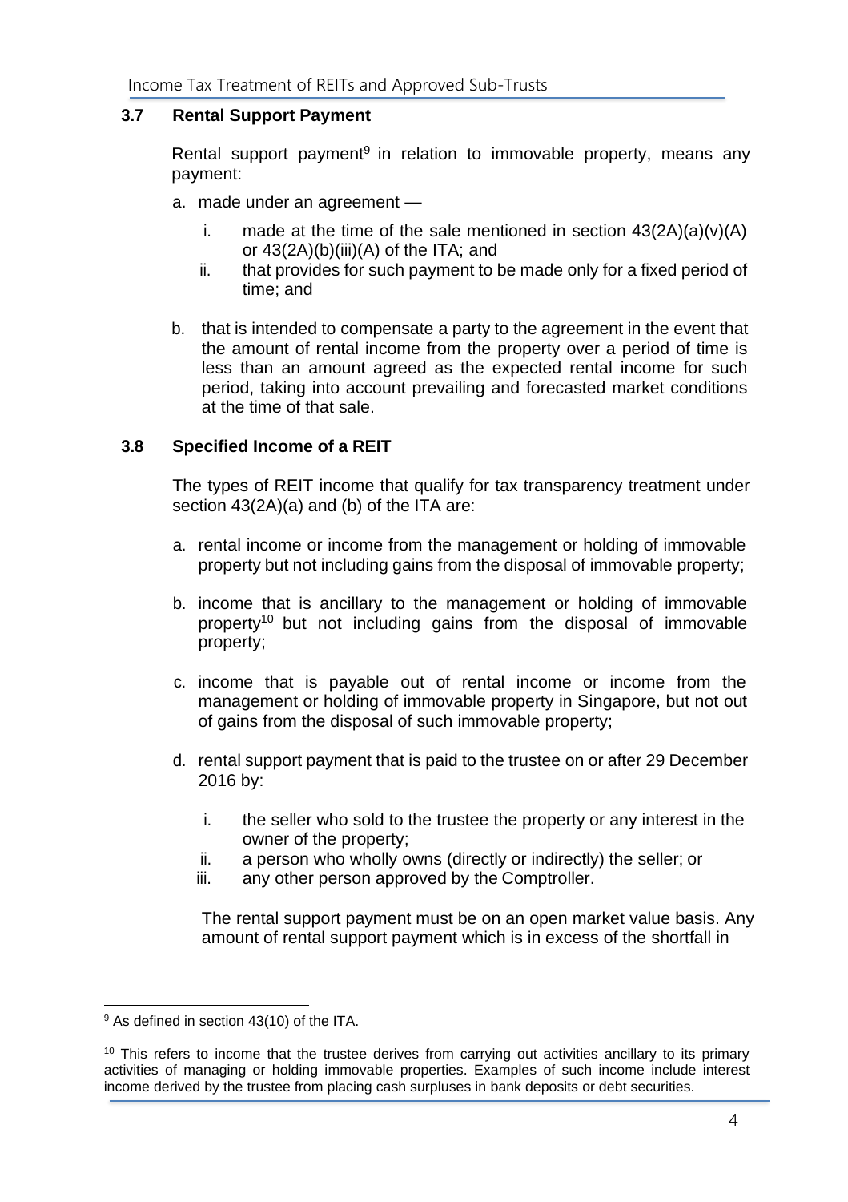### 3.7 Rental Support Payment

Rental support payment[9] in relation to immovable property, means any payment:

a. made under an agreement —

   i. made at the time of the sale mentioned in section 43(2A)(a)(v)(A) or 43(2A)(b)(iii)(A) of the ITA; and

   ii. that provides for such payment to be made only for a fixed period of time; and

b. that is intended to compensate a party to the agreement in the event that the amount of rental income from the property over a period of time is less than an amount agreed as the expected rental income for such period, taking into account prevailing and forecasted market conditions at the time of that sale.

### 3.8 Specified Income of a REIT

The types of REIT income that qualify for tax transparency treatment under section 43(2A)(a) and (b) of the ITA are:

a. rental income or income from the management or holding of immovable property but not including gains from the disposal of immovable property;

b. income that is ancillary to the management or holding of immovable property[10] but not including gains from the disposal of immovable property;

c. income that is payable out of rental income or income from the management or holding of immovable property in Singapore, but not out of gains from the disposal of such immovable property;

d. rental support payment that is paid to the trustee on or after 29 December 2016 by:

   i. the seller who sold to the trustee the property or any interest in the owner of the property;

   ii. a person who wholly owns (directly or indirectly) the seller; or

   iii. any other person approved by the Comptroller.

   The rental support payment must be on an open market value basis. Any amount of rental support payment which is in excess of the shortfall in

---

[9] As defined in section 43(10) of the ITA.

[10] This refers to income that the trustee derives from carrying out activities ancillary to its primary activities of managing or holding immovable properties. Examples of such income include interest income derived by the trustee from placing cash surpluses in bank deposits or debt securities.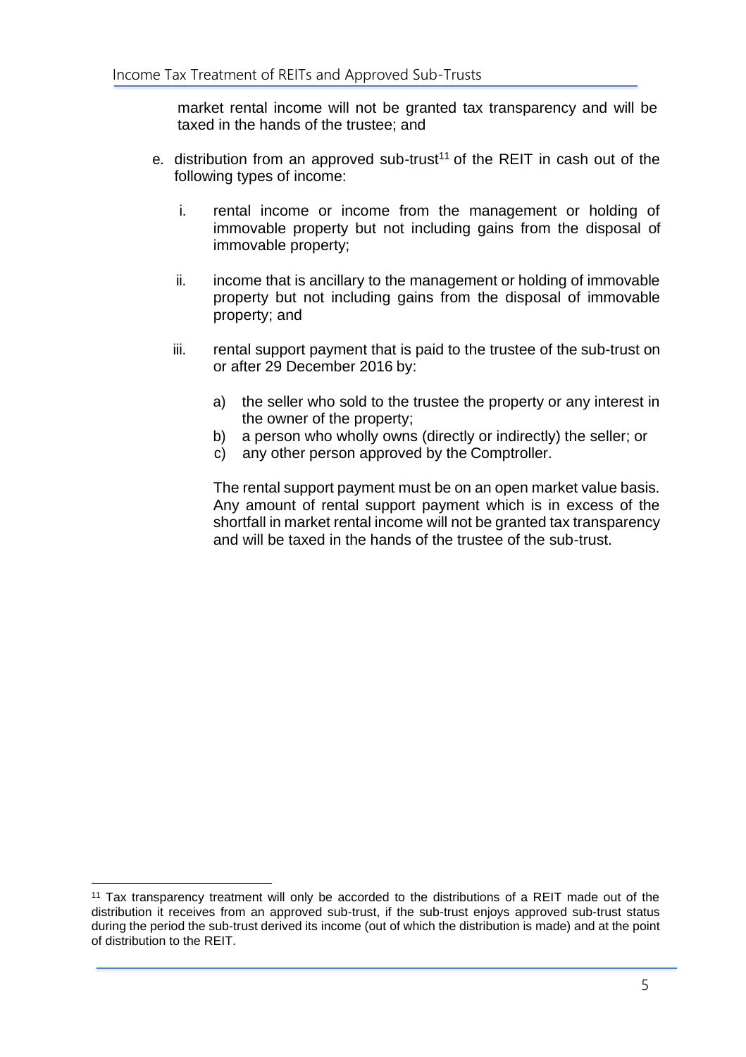market rental income will not be granted tax transparency and will be taxed in the hands of the trustee; and

e. distribution from an approved sub-trust[11] of the REIT in cash out of the following types of income:

   i. rental income or income from the management or holding of immovable property but not including gains from the disposal of immovable property;

   ii. income that is ancillary to the management or holding of immovable property but not including gains from the disposal of immovable property; and

   iii. rental support payment that is paid to the trustee of the sub-trust on or after 29 December 2016 by:

      a) the seller who sold to the trustee the property or any interest in the owner of the property;
      b) a person who wholly owns (directly or indirectly) the seller; or
      c) any other person approved by the Comptroller.

   The rental support payment must be on an open market value basis. Any amount of rental support payment which is in excess of the shortfall in market rental income will not be granted tax transparency and will be taxed in the hands of the trustee of the sub-trust.

[11] Tax transparency treatment will only be accorded to the distributions of a REIT made out of the distribution it receives from an approved sub-trust, if the sub-trust enjoys approved sub-trust status during the period the sub-trust derived its income (out of which the distribution is made) and at the point of distribution to the REIT.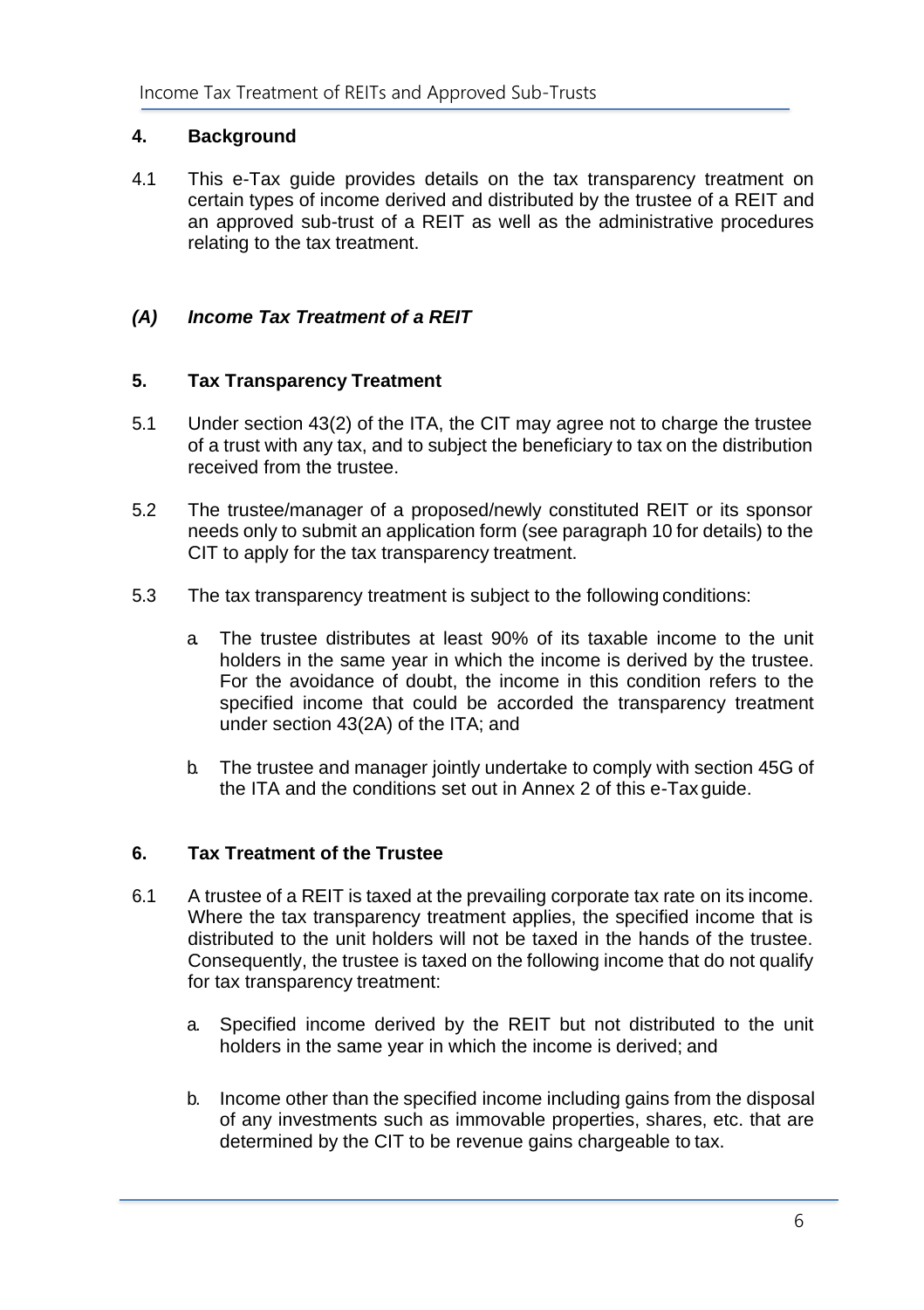## 4. Background

4.1 This e-Tax guide provides details on the tax transparency treatment on certain types of income derived and distributed by the trustee of a REIT and an approved sub-trust of a REIT as well as the administrative procedures relating to the tax treatment.

## *(A) Income Tax Treatment of a REIT*

## 5. Tax Transparency Treatment

5.1 Under section 43(2) of the ITA, the CIT may agree not to charge the trustee of a trust with any tax, and to subject the beneficiary to tax on the distribution received from the trustee.

5.2 The trustee/manager of a proposed/newly constituted REIT or its sponsor needs only to submit an application form (see paragraph 10 for details) to the CIT to apply for the tax transparency treatment.

5.3 The tax transparency treatment is subject to the following conditions:

a. The trustee distributes at least 90% of its taxable income to the unit holders in the same year in which the income is derived by the trustee. For the avoidance of doubt, the income in this condition refers to the specified income that could be accorded the transparency treatment under section 43(2A) of the ITA; and

b. The trustee and manager jointly undertake to comply with section 45G of the ITA and the conditions set out in Annex 2 of this e-Tax guide.

## 6. Tax Treatment of the Trustee

6.1 A trustee of a REIT is taxed at the prevailing corporate tax rate on its income. Where the tax transparency treatment applies, the specified income that is distributed to the unit holders will not be taxed in the hands of the trustee. Consequently, the trustee is taxed on the following income that do not qualify for tax transparency treatment:

a. Specified income derived by the REIT but not distributed to the unit holders in the same year in which the income is derived; and

b. Income other than the specified income including gains from the disposal of any investments such as immovable properties, shares, etc. that are determined by the CIT to be revenue gains chargeable to tax.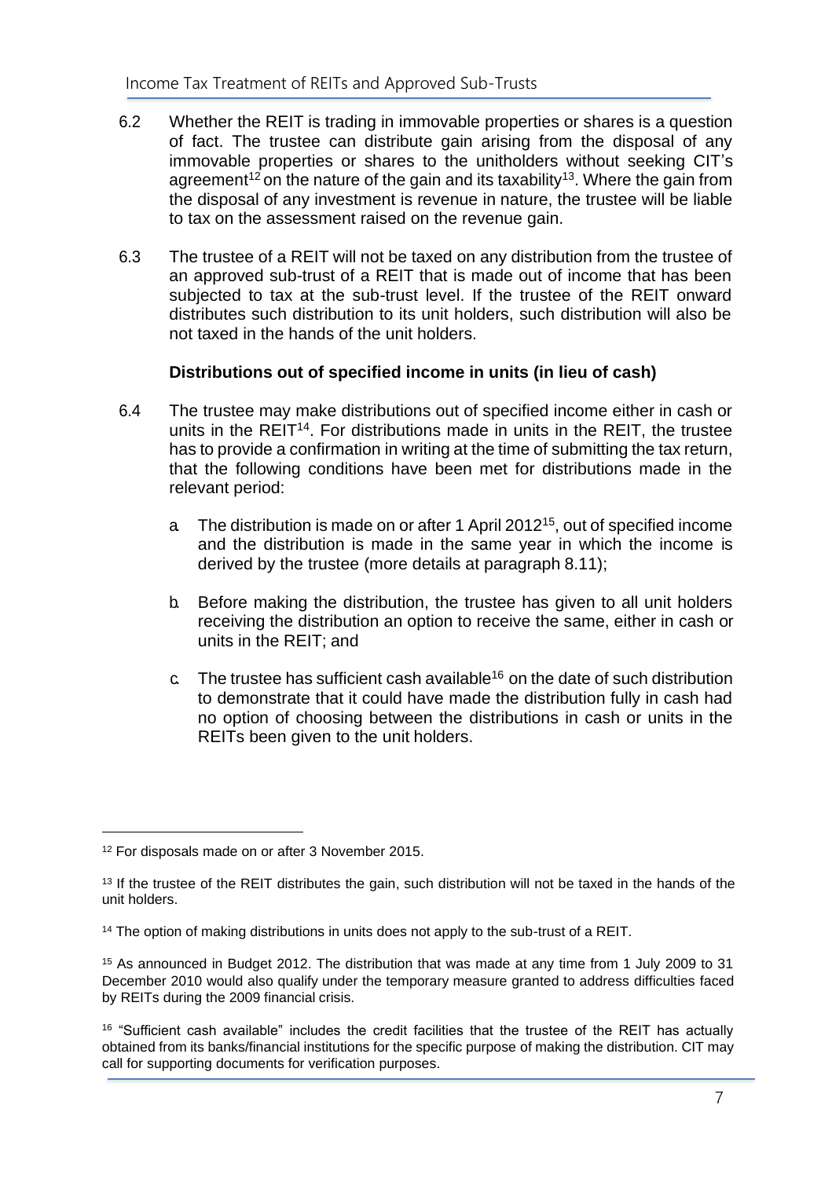6.2 Whether the REIT is trading in immovable properties or shares is a question of fact. The trustee can distribute gain arising from the disposal of any immovable properties or shares to the unitholders without seeking CIT's agreement[12] on the nature of the gain and its taxability[13]. Where the gain from the disposal of any investment is revenue in nature, the trustee will be liable to tax on the assessment raised on the revenue gain.

6.3 The trustee of a REIT will not be taxed on any distribution from the trustee of an approved sub-trust of a REIT that is made out of income that has been subjected to tax at the sub-trust level. If the trustee of the REIT onward distributes such distribution to its unit holders, such distribution will also be not taxed in the hands of the unit holders.

**Distributions out of specified income in units (in lieu of cash)**

6.4 The trustee may make distributions out of specified income either in cash or units in the REIT[14]. For distributions made in units in the REIT, the trustee has to provide a confirmation in writing at the time of submitting the tax return, that the following conditions have been met for distributions made in the relevant period:

a. The distribution is made on or after 1 April 2012[15], out of specified income and the distribution is made in the same year in which the income is derived by the trustee (more details at paragraph 8.11);

b. Before making the distribution, the trustee has given to all unit holders receiving the distribution an option to receive the same, either in cash or units in the REIT; and

c. The trustee has sufficient cash available[16] on the date of such distribution to demonstrate that it could have made the distribution fully in cash had no option of choosing between the distributions in cash or units in the REITs been given to the unit holders.

---

[12] For disposals made on or after 3 November 2015.

[13] If the trustee of the REIT distributes the gain, such distribution will not be taxed in the hands of the unit holders.

[14] The option of making distributions in units does not apply to the sub-trust of a REIT.

[15] As announced in Budget 2012. The distribution that was made at any time from 1 July 2009 to 31 December 2010 would also qualify under the temporary measure granted to address difficulties faced by REITs during the 2009 financial crisis.

[16] "Sufficient cash available" includes the credit facilities that the trustee of the REIT has actually obtained from its banks/financial institutions for the specific purpose of making the distribution. CIT may call for supporting documents for verification purposes.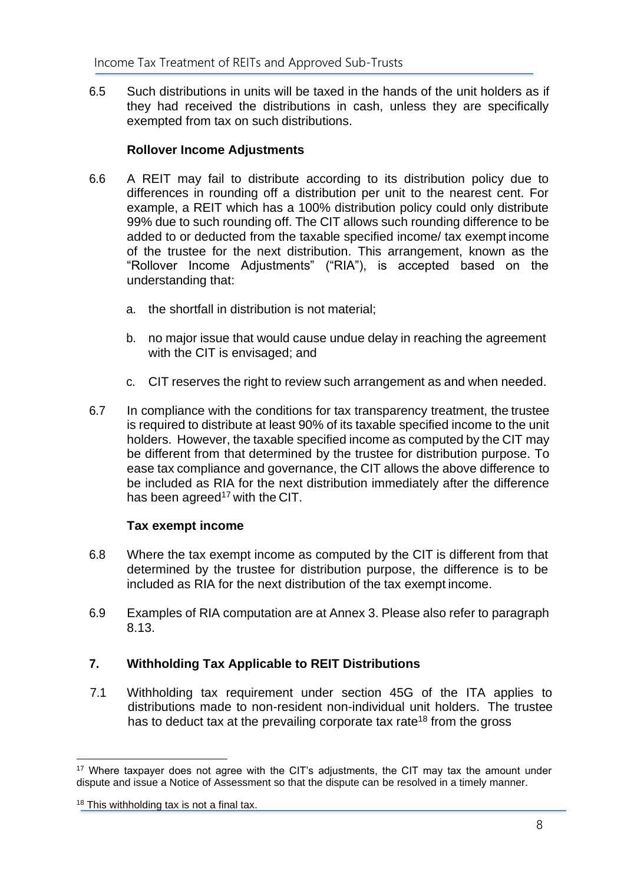6.5 Such distributions in units will be taxed in the hands of the unit holders as if they had received the distributions in cash, unless they are specifically exempted from tax on such distributions.

**Rollover Income Adjustments**

6.6 A REIT may fail to distribute according to its distribution policy due to differences in rounding off a distribution per unit to the nearest cent. For example, a REIT which has a 100% distribution policy could only distribute 99% due to such rounding off. The CIT allows such rounding difference to be added to or deducted from the taxable specified income/ tax exempt income of the trustee for the next distribution. This arrangement, known as the "Rollover Income Adjustments" ("RIA"), is accepted based on the understanding that:

a. the shortfall in distribution is not material;

b. no major issue that would cause undue delay in reaching the agreement with the CIT is envisaged; and

c. CIT reserves the right to review such arrangement as and when needed.

6.7 In compliance with the conditions for tax transparency treatment, the trustee is required to distribute at least 90% of its taxable specified income to the unit holders. However, the taxable specified income as computed by the CIT may be different from that determined by the trustee for distribution purpose. To ease tax compliance and governance, the CIT allows the above difference to be included as RIA for the next distribution immediately after the difference has been agreed[17] with the CIT.

**Tax exempt income**

6.8 Where the tax exempt income as computed by the CIT is different from that determined by the trustee for distribution purpose, the difference is to be included as RIA for the next distribution of the tax exempt income.

6.9 Examples of RIA computation are at Annex 3. Please also refer to paragraph 8.13.

## 7. Withholding Tax Applicable to REIT Distributions

7.1 Withholding tax requirement under section 45G of the ITA applies to distributions made to non-resident non-individual unit holders. The trustee has to deduct tax at the prevailing corporate tax rate[18] from the gross

[17] Where taxpayer does not agree with the CIT's adjustments, the CIT may tax the amount under dispute and issue a Notice of Assessment so that the dispute can be resolved in a timely manner.

[18] This withholding tax is not a final tax.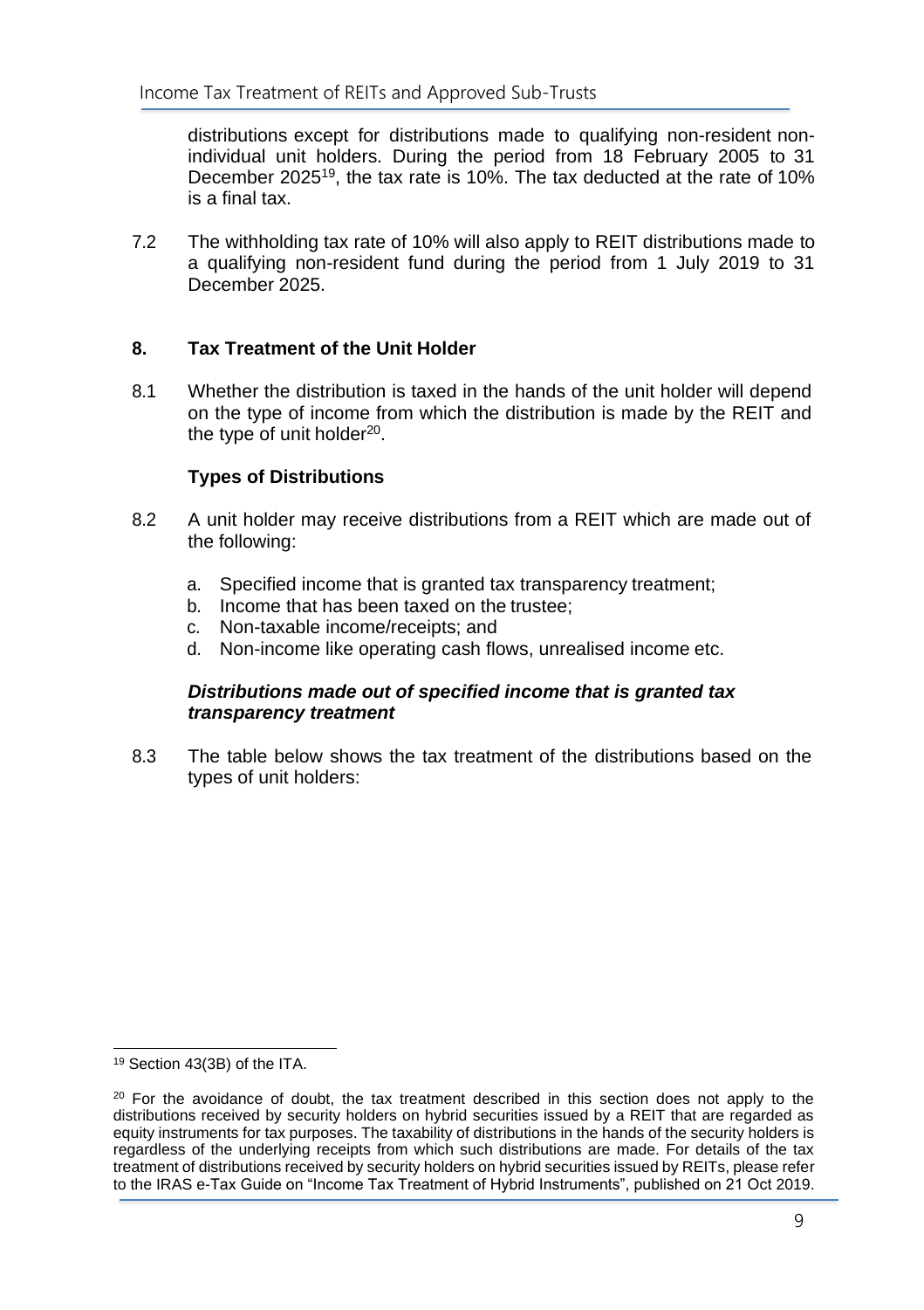distributions except for distributions made to qualifying non-resident non-individual unit holders. During the period from 18 February 2005 to 31 December 2025[19], the tax rate is 10%. The tax deducted at the rate of 10% is a final tax.

7.2 The withholding tax rate of 10% will also apply to REIT distributions made to a qualifying non-resident fund during the period from 1 July 2019 to 31 December 2025.

## 8. Tax Treatment of the Unit Holder

8.1 Whether the distribution is taxed in the hands of the unit holder will depend on the type of income from which the distribution is made by the REIT and the type of unit holder[20].

### Types of Distributions

8.2 A unit holder may receive distributions from a REIT which are made out of the following:

a. Specified income that is granted tax transparency treatment;
b. Income that has been taxed on the trustee;
c. Non-taxable income/receipts; and
d. Non-income like operating cash flows, unrealised income etc.

***Distributions made out of specified income that is granted tax transparency treatment***

8.3 The table below shows the tax treatment of the distributions based on the types of unit holders:

[19] Section 43(3B) of the ITA.

[20] For the avoidance of doubt, the tax treatment described in this section does not apply to the distributions received by security holders on hybrid securities issued by a REIT that are regarded as equity instruments for tax purposes. The taxability of distributions in the hands of the security holders is regardless of the underlying receipts from which such distributions are made. For details of the tax treatment of distributions received by security holders on hybrid securities issued by REITs, please refer to the IRAS e-Tax Guide on "Income Tax Treatment of Hybrid Instruments", published on 21 Oct 2019.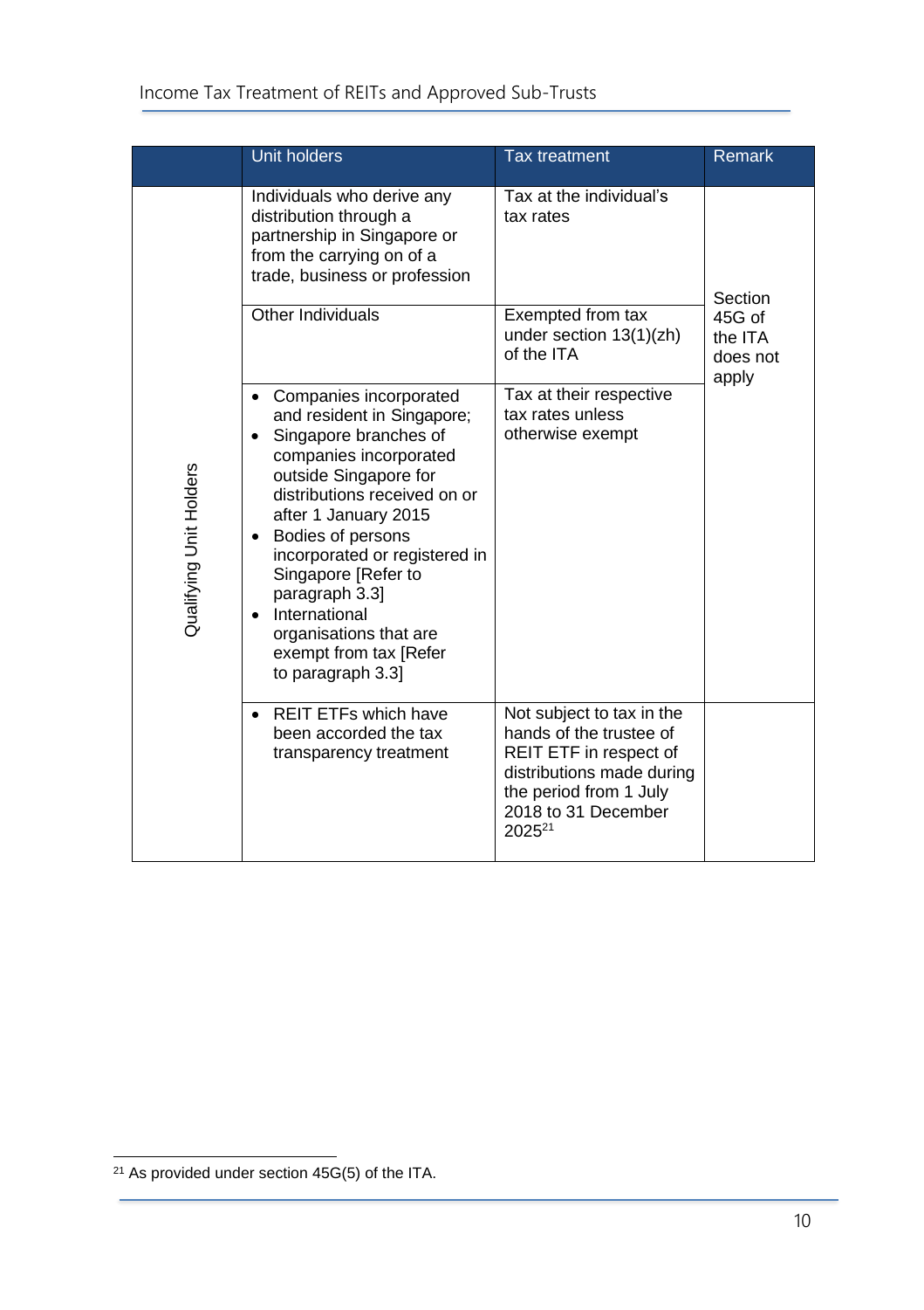| | Unit holders | Tax treatment | Remark |
|---|---|---|---|
| Qualifying Unit Holders | Individuals who derive any distribution through a partnership in Singapore or from the carrying on of a trade, business or profession | Tax at the individual's tax rates | Section 45G of the ITA does not apply |
| | Other Individuals | Exempted from tax under section 13(1)(zh) of the ITA | |
| | • Companies incorporated and resident in Singapore;<br>• Singapore branches of companies incorporated outside Singapore for distributions received on or after 1 January 2015<br>• Bodies of persons incorporated or registered in Singapore [Refer to paragraph 3.3]<br>• International organisations that are exempt from tax [Refer to paragraph 3.3] | Tax at their respective tax rates unless otherwise exempt | |
| | • REIT ETFs which have been accorded the tax transparency treatment | Not subject to tax in the hands of the trustee of REIT ETF in respect of distributions made during the period from 1 July 2018 to 31 December 2025[21] | |

[21] As provided under section 45G(5) of the ITA.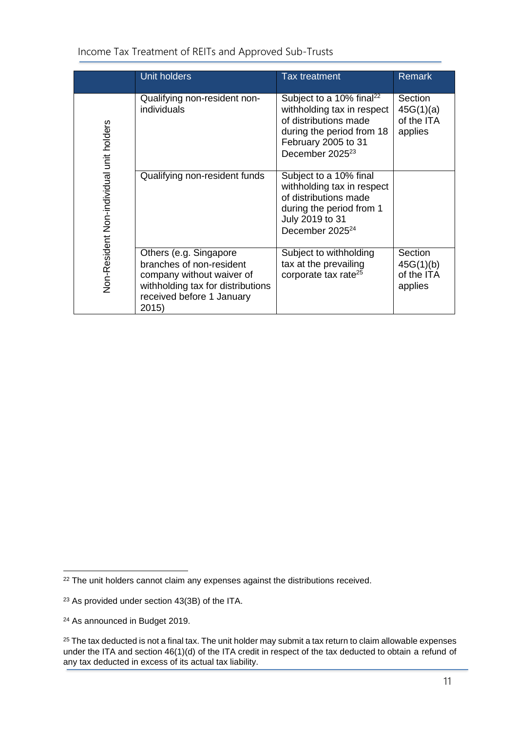|  | Unit holders | Tax treatment | Remark |
|---|---|---|---|
| Non-Resident Non-individual unit holders | Qualifying non-resident non-individuals | Subject to a 10% final[22] withholding tax in respect of distributions made during the period from 18 February 2005 to 31 December 2025[23] | Section 45G(1)(a) of the ITA applies |
|  | Qualifying non-resident funds | Subject to a 10% final withholding tax in respect of distributions made during the period from 1 July 2019 to 31 December 2025[24] |  |
|  | Others (e.g. Singapore branches of non-resident company without waiver of withholding tax for distributions received before 1 January 2015) | Subject to withholding tax at the prevailing corporate tax rate[25] | Section 45G(1)(b) of the ITA applies |

[22] The unit holders cannot claim any expenses against the distributions received.

[23] As provided under section 43(3B) of the ITA.

[24] As announced in Budget 2019.

[25] The tax deducted is not a final tax. The unit holder may submit a tax return to claim allowable expenses under the ITA and section 46(1)(d) of the ITA credit in respect of the tax deducted to obtain a refund of any tax deducted in excess of its actual tax liability.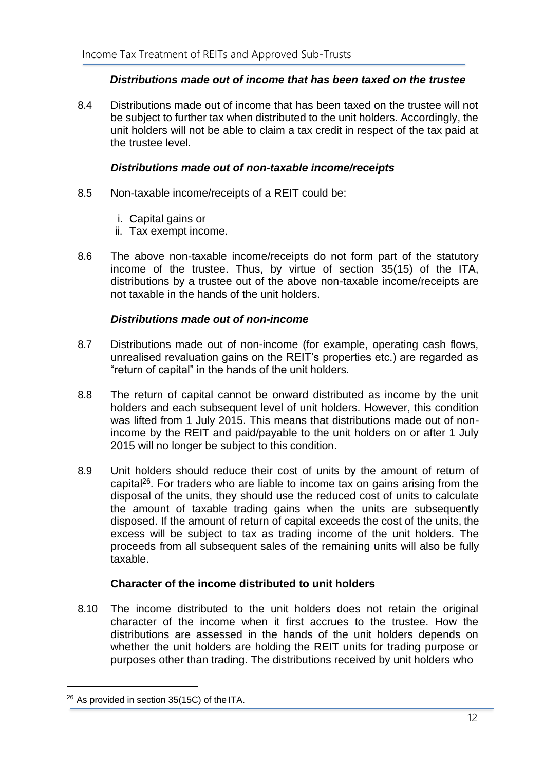### *Distributions made out of income that has been taxed on the trustee*

8.4 Distributions made out of income that has been taxed on the trustee will not be subject to further tax when distributed to the unit holders. Accordingly, the unit holders will not be able to claim a tax credit in respect of the tax paid at the trustee level.

### *Distributions made out of non-taxable income/receipts*

8.5 Non-taxable income/receipts of a REIT could be:

i. Capital gains or
ii. Tax exempt income.

8.6 The above non-taxable income/receipts do not form part of the statutory income of the trustee. Thus, by virtue of section 35(15) of the ITA, distributions by a trustee out of the above non-taxable income/receipts are not taxable in the hands of the unit holders.

### *Distributions made out of non-income*

8.7 Distributions made out of non-income (for example, operating cash flows, unrealised revaluation gains on the REIT's properties etc.) are regarded as "return of capital" in the hands of the unit holders.

8.8 The return of capital cannot be onward distributed as income by the unit holders and each subsequent level of unit holders. However, this condition was lifted from 1 July 2015. This means that distributions made out of non-income by the REIT and paid/payable to the unit holders on or after 1 July 2015 will no longer be subject to this condition.

8.9 Unit holders should reduce their cost of units by the amount of return of capital[26]. For traders who are liable to income tax on gains arising from the disposal of the units, they should use the reduced cost of units to calculate the amount of taxable trading gains when the units are subsequently disposed. If the amount of return of capital exceeds the cost of the units, the excess will be subject to tax as trading income of the unit holders. The proceeds from all subsequent sales of the remaining units will also be fully taxable.

### Character of the income distributed to unit holders

8.10 The income distributed to the unit holders does not retain the original character of the income when it first accrues to the trustee. How the distributions are assessed in the hands of the unit holders depends on whether the unit holders are holding the REIT units for trading purpose or purposes other than trading. The distributions received by unit holders who

[26] As provided in section 35(15C) of the ITA.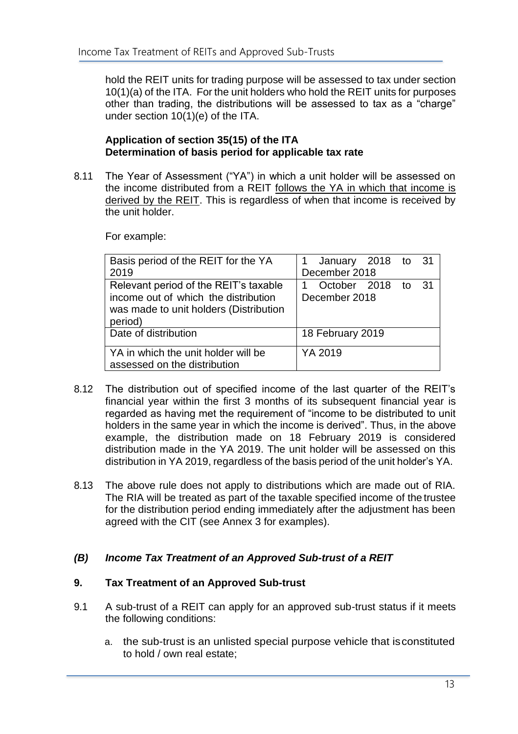hold the REIT units for trading purpose will be assessed to tax under section 10(1)(a) of the ITA. For the unit holders who hold the REIT units for purposes other than trading, the distributions will be assessed to tax as a "charge" under section 10(1)(e) of the ITA.

**Application of section 35(15) of the ITA**
**Determination of basis period for applicable tax rate**

8.11 The Year of Assessment ("YA") in which a unit holder will be assessed on the income distributed from a REIT follows the YA in which that income is derived by the REIT. This is regardless of when that income is received by the unit holder.

For example:

| Basis period of the REIT for the YA 2019 | 1 January 2018 to 31 December 2018 |
| --- | --- |
| Relevant period of the REIT's taxable income out of which the distribution was made to unit holders (Distribution period) | 1 October 2018 to 31 December 2018 |
| Date of distribution | 18 February 2019 |
| YA in which the unit holder will be assessed on the distribution | YA 2019 |

8.12 The distribution out of specified income of the last quarter of the REIT's financial year within the first 3 months of its subsequent financial year is regarded as having met the requirement of "income to be distributed to unit holders in the same year in which the income is derived". Thus, in the above example, the distribution made on 18 February 2019 is considered distribution made in the YA 2019. The unit holder will be assessed on this distribution in YA 2019, regardless of the basis period of the unit holder's YA.

8.13 The above rule does not apply to distributions which are made out of RIA. The RIA will be treated as part of the taxable specified income of the trustee for the distribution period ending immediately after the adjustment has been agreed with the CIT (see Annex 3 for examples).

## *(B) Income Tax Treatment of an Approved Sub-trust of a REIT*

### 9. Tax Treatment of an Approved Sub-trust

9.1 A sub-trust of a REIT can apply for an approved sub-trust status if it meets the following conditions:

a. the sub-trust is an unlisted special purpose vehicle that is constituted to hold / own real estate;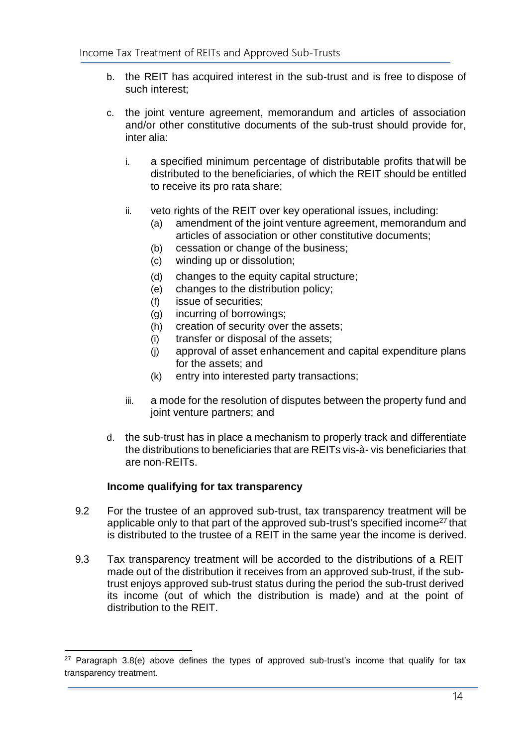b. the REIT has acquired interest in the sub-trust and is free to dispose of such interest;

c. the joint venture agreement, memorandum and articles of association and/or other constitutive documents of the sub-trust should provide for, inter alia:

   i. a specified minimum percentage of distributable profits that will be distributed to the beneficiaries, of which the REIT should be entitled to receive its pro rata share;

   ii. veto rights of the REIT over key operational issues, including:
      (a) amendment of the joint venture agreement, memorandum and articles of association or other constitutive documents;
      (b) cessation or change of the business;
      (c) winding up or dissolution;
      (d) changes to the equity capital structure;
      (e) changes to the distribution policy;
      (f) issue of securities;
      (g) incurring of borrowings;
      (h) creation of security over the assets;
      (i) transfer or disposal of the assets;
      (j) approval of asset enhancement and capital expenditure plans for the assets; and
      (k) entry into interested party transactions;

   iii. a mode for the resolution of disputes between the property fund and joint venture partners; and

d. the sub-trust has in place a mechanism to properly track and differentiate the distributions to beneficiaries that are REITs vis-à- vis beneficiaries that are non-REITs.

**Income qualifying for tax transparency**

9.2 For the trustee of an approved sub-trust, tax transparency treatment will be applicable only to that part of the approved sub-trust's specified income[27] that is distributed to the trustee of a REIT in the same year the income is derived.

9.3 Tax transparency treatment will be accorded to the distributions of a REIT made out of the distribution it receives from an approved sub-trust, if the sub-trust enjoys approved sub-trust status during the period the sub-trust derived its income (out of which the distribution is made) and at the point of distribution to the REIT.

[27] Paragraph 3.8(e) above defines the types of approved sub-trust's income that qualify for tax transparency treatment.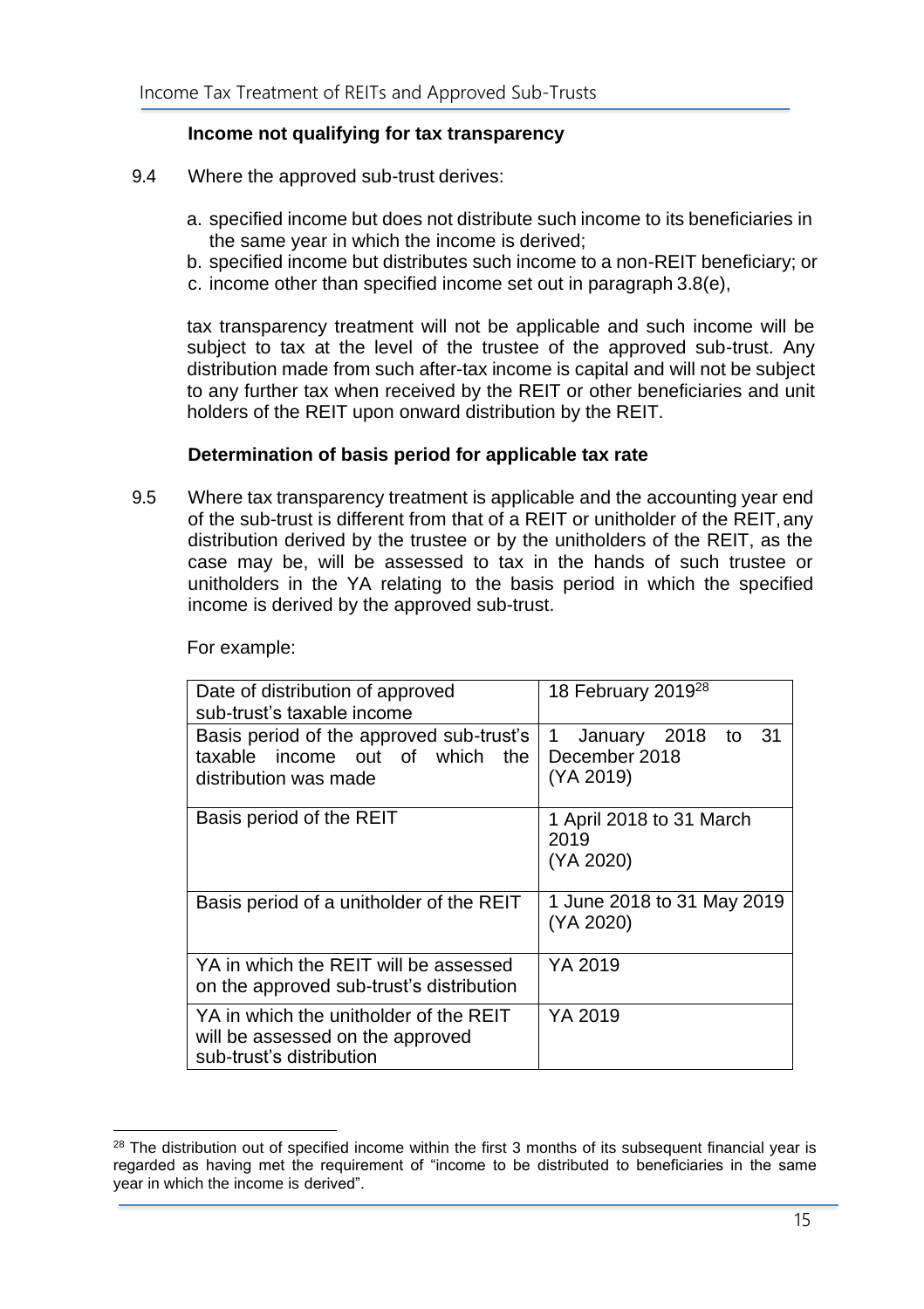### Income not qualifying for tax transparency

9.4 Where the approved sub-trust derives:

a. specified income but does not distribute such income to its beneficiaries in the same year in which the income is derived;
b. specified income but distributes such income to a non-REIT beneficiary; or
c. income other than specified income set out in paragraph 3.8(e),

tax transparency treatment will not be applicable and such income will be subject to tax at the level of the trustee of the approved sub-trust. Any distribution made from such after-tax income is capital and will not be subject to any further tax when received by the REIT or other beneficiaries and unit holders of the REIT upon onward distribution by the REIT.

### Determination of basis period for applicable tax rate

9.5 Where tax transparency treatment is applicable and the accounting year end of the sub-trust is different from that of a REIT or unitholder of the REIT, any distribution derived by the trustee or by the unitholders of the REIT, as the case may be, will be assessed to tax in the hands of such trustee or unitholders in the YA relating to the basis period in which the specified income is derived by the approved sub-trust.

For example:

| | |
|---|---|
| Date of distribution of approved sub-trust's taxable income | 18 February 2019[28] |
| Basis period of the approved sub-trust's taxable income out of which the distribution was made | 1 January 2018 to 31 December 2018 (YA 2019) |
| Basis period of the REIT | 1 April 2018 to 31 March 2019 (YA 2020) |
| Basis period of a unitholder of the REIT | 1 June 2018 to 31 May 2019 (YA 2020) |
| YA in which the REIT will be assessed on the approved sub-trust's distribution | YA 2019 |
| YA in which the unitholder of the REIT will be assessed on the approved sub-trust's distribution | YA 2019 |

[28] The distribution out of specified income within the first 3 months of its subsequent financial year is regarded as having met the requirement of "income to be distributed to beneficiaries in the same year in which the income is derived".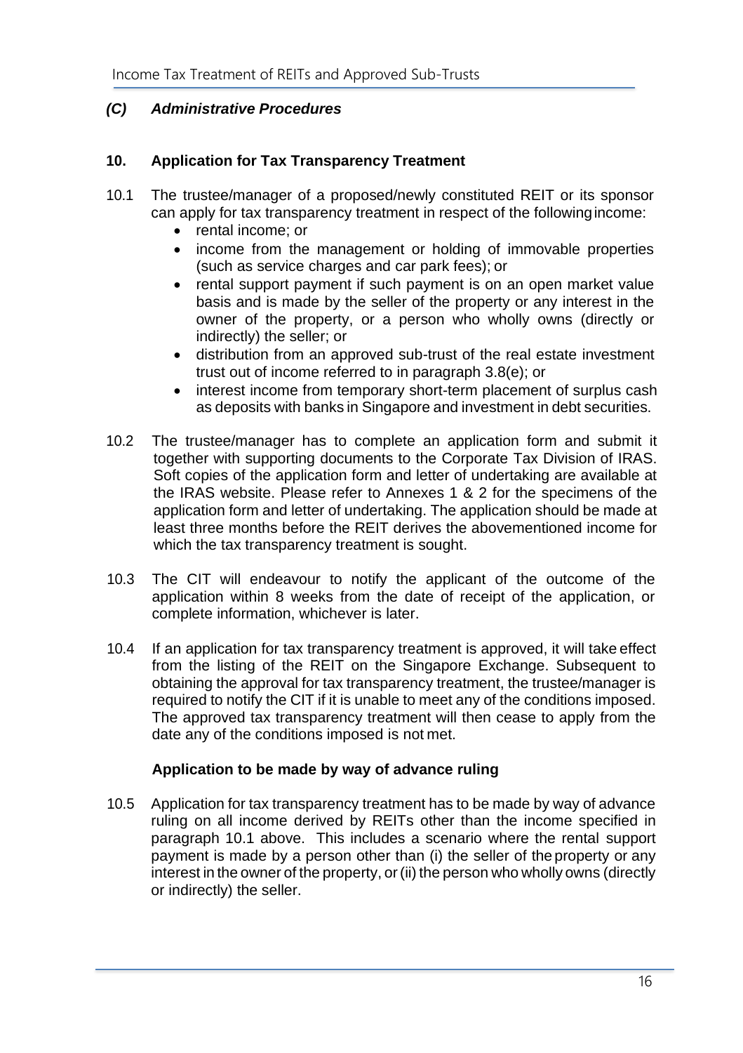### *(C) Administrative Procedures*

#### 10. Application for Tax Transparency Treatment

10.1 The trustee/manager of a proposed/newly constituted REIT or its sponsor can apply for tax transparency treatment in respect of the following income:

- rental income; or
- income from the management or holding of immovable properties (such as service charges and car park fees); or
- rental support payment if such payment is on an open market value basis and is made by the seller of the property or any interest in the owner of the property, or a person who wholly owns (directly or indirectly) the seller; or
- distribution from an approved sub-trust of the real estate investment trust out of income referred to in paragraph 3.8(e); or
- interest income from temporary short-term placement of surplus cash as deposits with banks in Singapore and investment in debt securities.

10.2 The trustee/manager has to complete an application form and submit it together with supporting documents to the Corporate Tax Division of IRAS. Soft copies of the application form and letter of undertaking are available at the IRAS website. Please refer to Annexes 1 & 2 for the specimens of the application form and letter of undertaking. The application should be made at least three months before the REIT derives the abovementioned income for which the tax transparency treatment is sought.

10.3 The CIT will endeavour to notify the applicant of the outcome of the application within 8 weeks from the date of receipt of the application, or complete information, whichever is later.

10.4 If an application for tax transparency treatment is approved, it will take effect from the listing of the REIT on the Singapore Exchange. Subsequent to obtaining the approval for tax transparency treatment, the trustee/manager is required to notify the CIT if it is unable to meet any of the conditions imposed. The approved tax transparency treatment will then cease to apply from the date any of the conditions imposed is not met.

**Application to be made by way of advance ruling**

10.5 Application for tax transparency treatment has to be made by way of advance ruling on all income derived by REITs other than the income specified in paragraph 10.1 above. This includes a scenario where the rental support payment is made by a person other than (i) the seller of the property or any interest in the owner of the property, or (ii) the person who wholly owns (directly or indirectly) the seller.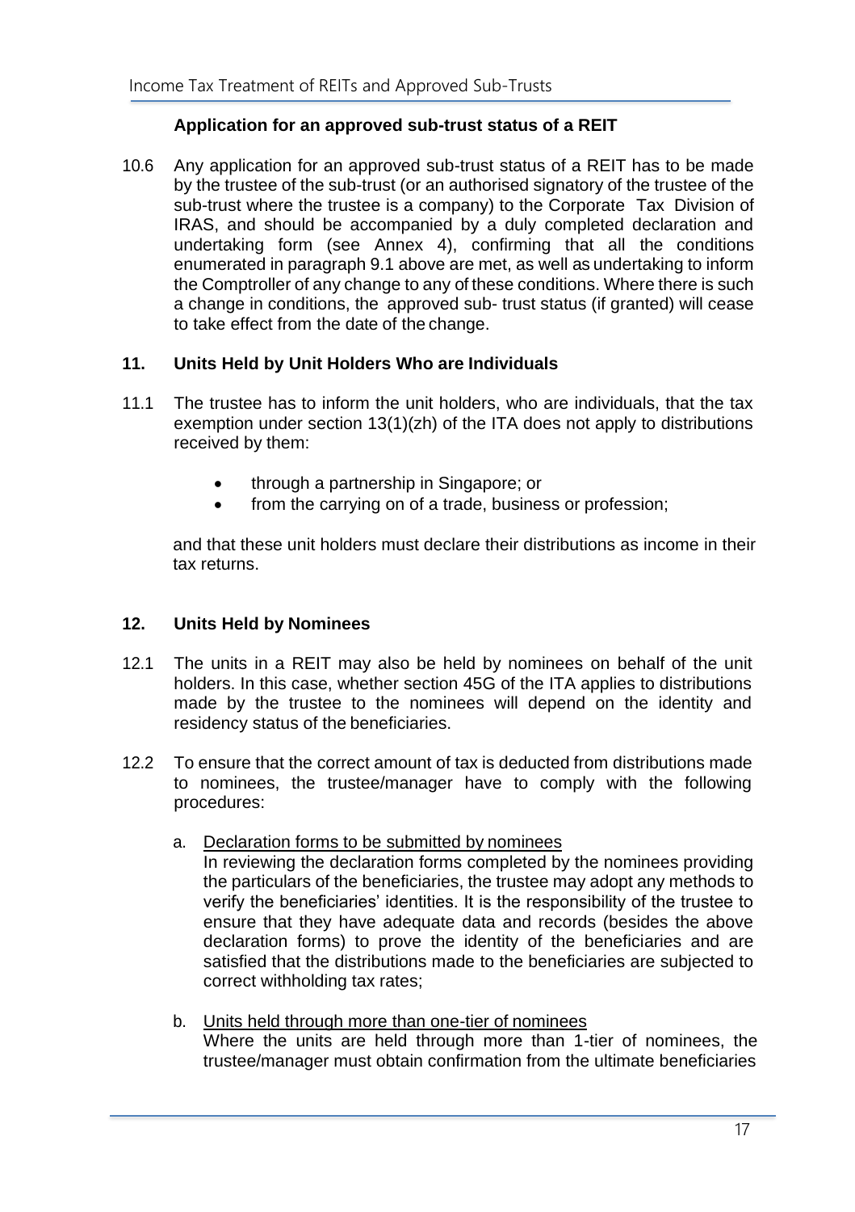**Application for an approved sub-trust status of a REIT**

10.6 Any application for an approved sub-trust status of a REIT has to be made by the trustee of the sub-trust (or an authorised signatory of the trustee of the sub-trust where the trustee is a company) to the Corporate Tax Division of IRAS, and should be accompanied by a duly completed declaration and undertaking form (see Annex 4), confirming that all the conditions enumerated in paragraph 9.1 above are met, as well as undertaking to inform the Comptroller of any change to any of these conditions. Where there is such a change in conditions, the approved sub- trust status (if granted) will cease to take effect from the date of the change.

## 11. Units Held by Unit Holders Who are Individuals

11.1 The trustee has to inform the unit holders, who are individuals, that the tax exemption under section 13(1)(zh) of the ITA does not apply to distributions received by them:

- through a partnership in Singapore; or
- from the carrying on of a trade, business or profession;

and that these unit holders must declare their distributions as income in their tax returns.

## 12. Units Held by Nominees

12.1 The units in a REIT may also be held by nominees on behalf of the unit holders. In this case, whether section 45G of the ITA applies to distributions made by the trustee to the nominees will depend on the identity and residency status of the beneficiaries.

12.2 To ensure that the correct amount of tax is deducted from distributions made to nominees, the trustee/manager have to comply with the following procedures:

a. Declaration forms to be submitted by nominees
In reviewing the declaration forms completed by the nominees providing the particulars of the beneficiaries, the trustee may adopt any methods to verify the beneficiaries' identities. It is the responsibility of the trustee to ensure that they have adequate data and records (besides the above declaration forms) to prove the identity of the beneficiaries and are satisfied that the distributions made to the beneficiaries are subjected to correct withholding tax rates;

b. Units held through more than one-tier of nominees
Where the units are held through more than 1-tier of nominees, the trustee/manager must obtain confirmation from the ultimate beneficiaries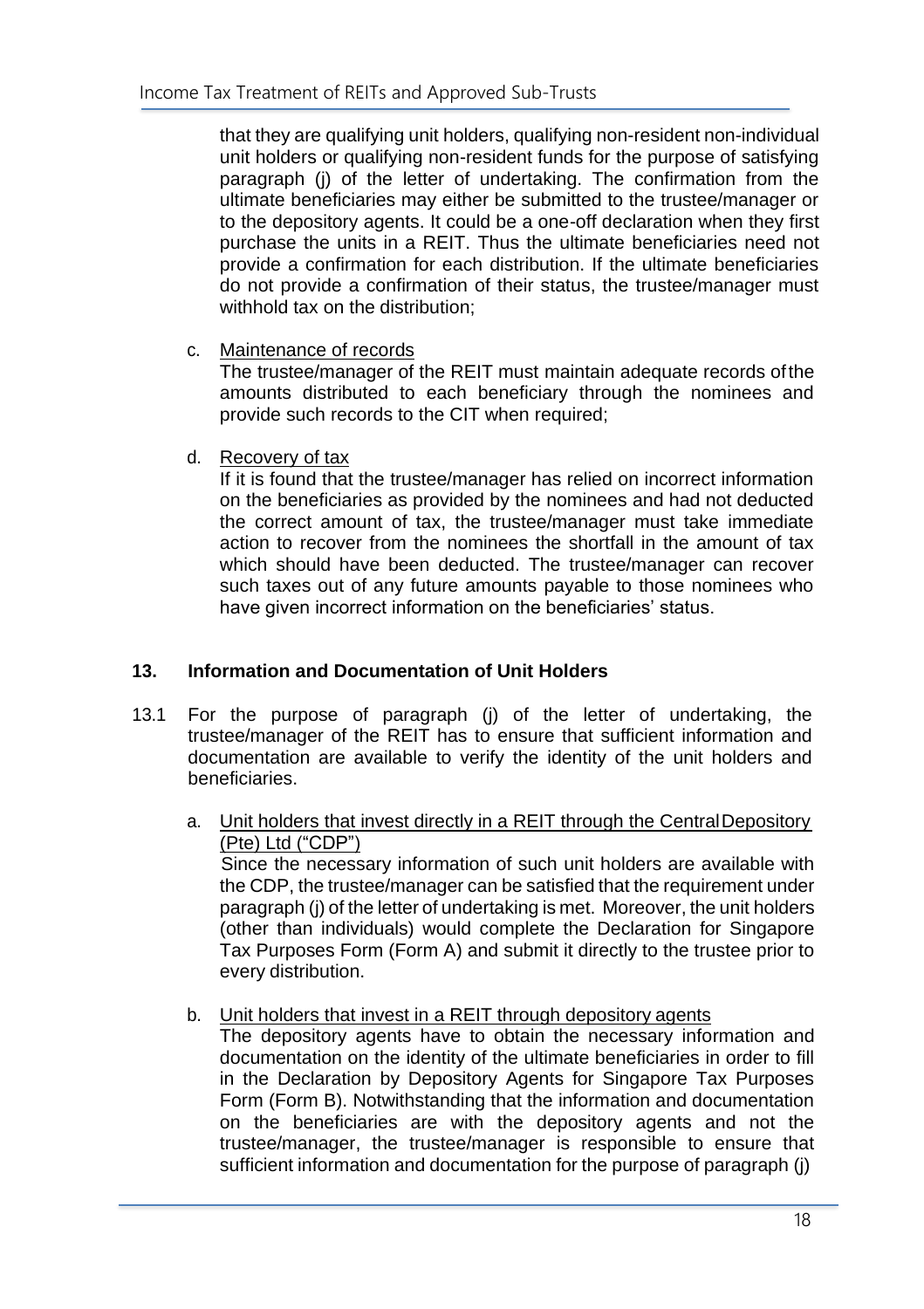that they are qualifying unit holders, qualifying non-resident non-individual unit holders or qualifying non-resident funds for the purpose of satisfying paragraph (j) of the letter of undertaking. The confirmation from the ultimate beneficiaries may either be submitted to the trustee/manager or to the depository agents. It could be a one-off declaration when they first purchase the units in a REIT. Thus the ultimate beneficiaries need not provide a confirmation for each distribution. If the ultimate beneficiaries do not provide a confirmation of their status, the trustee/manager must withhold tax on the distribution;

c. Maintenance of records

The trustee/manager of the REIT must maintain adequate records of the amounts distributed to each beneficiary through the nominees and provide such records to the CIT when required;

d. Recovery of tax

If it is found that the trustee/manager has relied on incorrect information on the beneficiaries as provided by the nominees and had not deducted the correct amount of tax, the trustee/manager must take immediate action to recover from the nominees the shortfall in the amount of tax which should have been deducted. The trustee/manager can recover such taxes out of any future amounts payable to those nominees who have given incorrect information on the beneficiaries' status.

## 13. Information and Documentation of Unit Holders

13.1 For the purpose of paragraph (j) of the letter of undertaking, the trustee/manager of the REIT has to ensure that sufficient information and documentation are available to verify the identity of the unit holders and beneficiaries.

a. Unit holders that invest directly in a REIT through the Central Depository (Pte) Ltd ("CDP")

Since the necessary information of such unit holders are available with the CDP, the trustee/manager can be satisfied that the requirement under paragraph (j) of the letter of undertaking is met. Moreover, the unit holders (other than individuals) would complete the Declaration for Singapore Tax Purposes Form (Form A) and submit it directly to the trustee prior to every distribution.

b. Unit holders that invest in a REIT through depository agents

The depository agents have to obtain the necessary information and documentation on the identity of the ultimate beneficiaries in order to fill in the Declaration by Depository Agents for Singapore Tax Purposes Form (Form B). Notwithstanding that the information and documentation on the beneficiaries are with the depository agents and not the trustee/manager, the trustee/manager is responsible to ensure that sufficient information and documentation for the purpose of paragraph (j)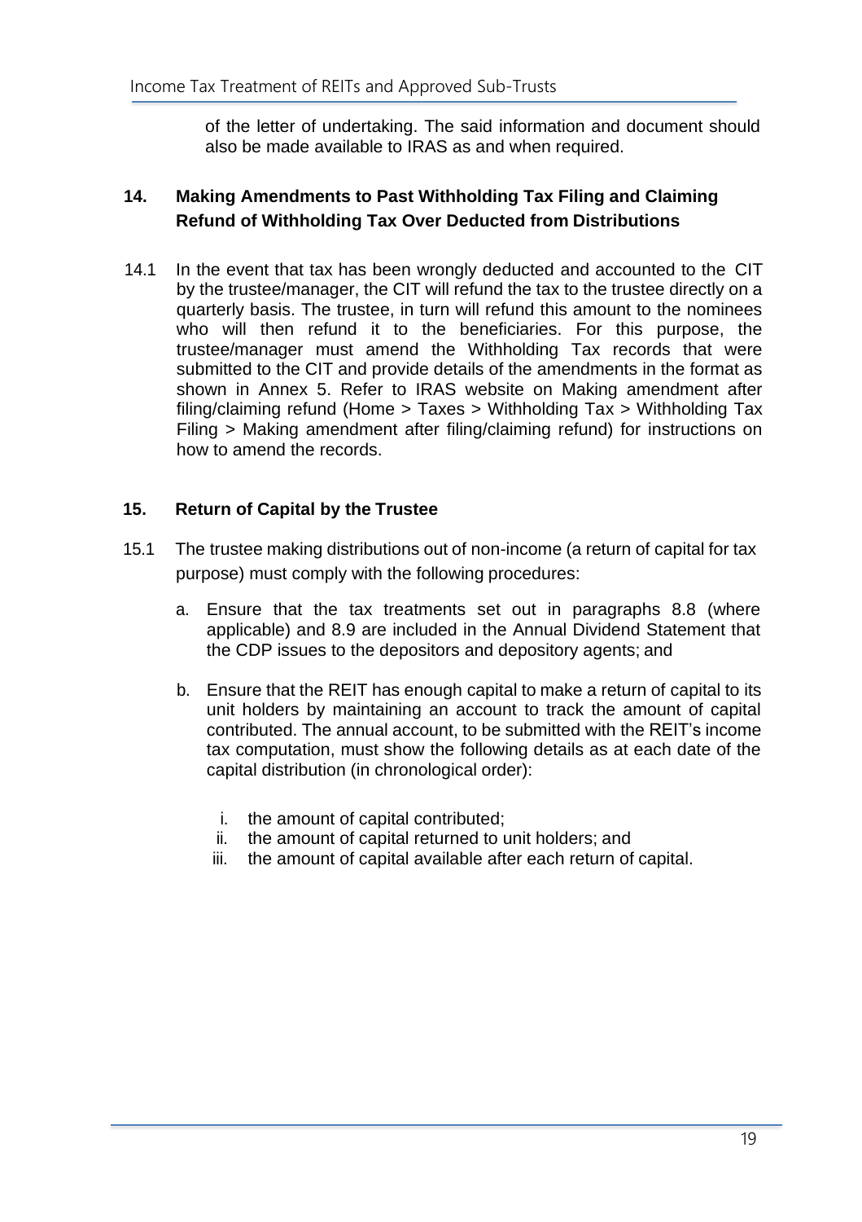of the letter of undertaking. The said information and document should also be made available to IRAS as and when required.

## 14. Making Amendments to Past Withholding Tax Filing and Claiming Refund of Withholding Tax Over Deducted from Distributions

14.1 In the event that tax has been wrongly deducted and accounted to the CIT by the trustee/manager, the CIT will refund the tax to the trustee directly on a quarterly basis. The trustee, in turn will refund this amount to the nominees who will then refund it to the beneficiaries. For this purpose, the trustee/manager must amend the Withholding Tax records that were submitted to the CIT and provide details of the amendments in the format as shown in Annex 5. Refer to IRAS website on Making amendment after filing/claiming refund (Home > Taxes > Withholding Tax > Withholding Tax Filing > Making amendment after filing/claiming refund) for instructions on how to amend the records.

## 15. Return of Capital by the Trustee

15.1 The trustee making distributions out of non-income (a return of capital for tax purpose) must comply with the following procedures:

a. Ensure that the tax treatments set out in paragraphs 8.8 (where applicable) and 8.9 are included in the Annual Dividend Statement that the CDP issues to the depositors and depository agents; and

b. Ensure that the REIT has enough capital to make a return of capital to its unit holders by maintaining an account to track the amount of capital contributed. The annual account, to be submitted with the REIT's income tax computation, must show the following details as at each date of the capital distribution (in chronological order):

   i. the amount of capital contributed;
   ii. the amount of capital returned to unit holders; and
   iii. the amount of capital available after each return of capital.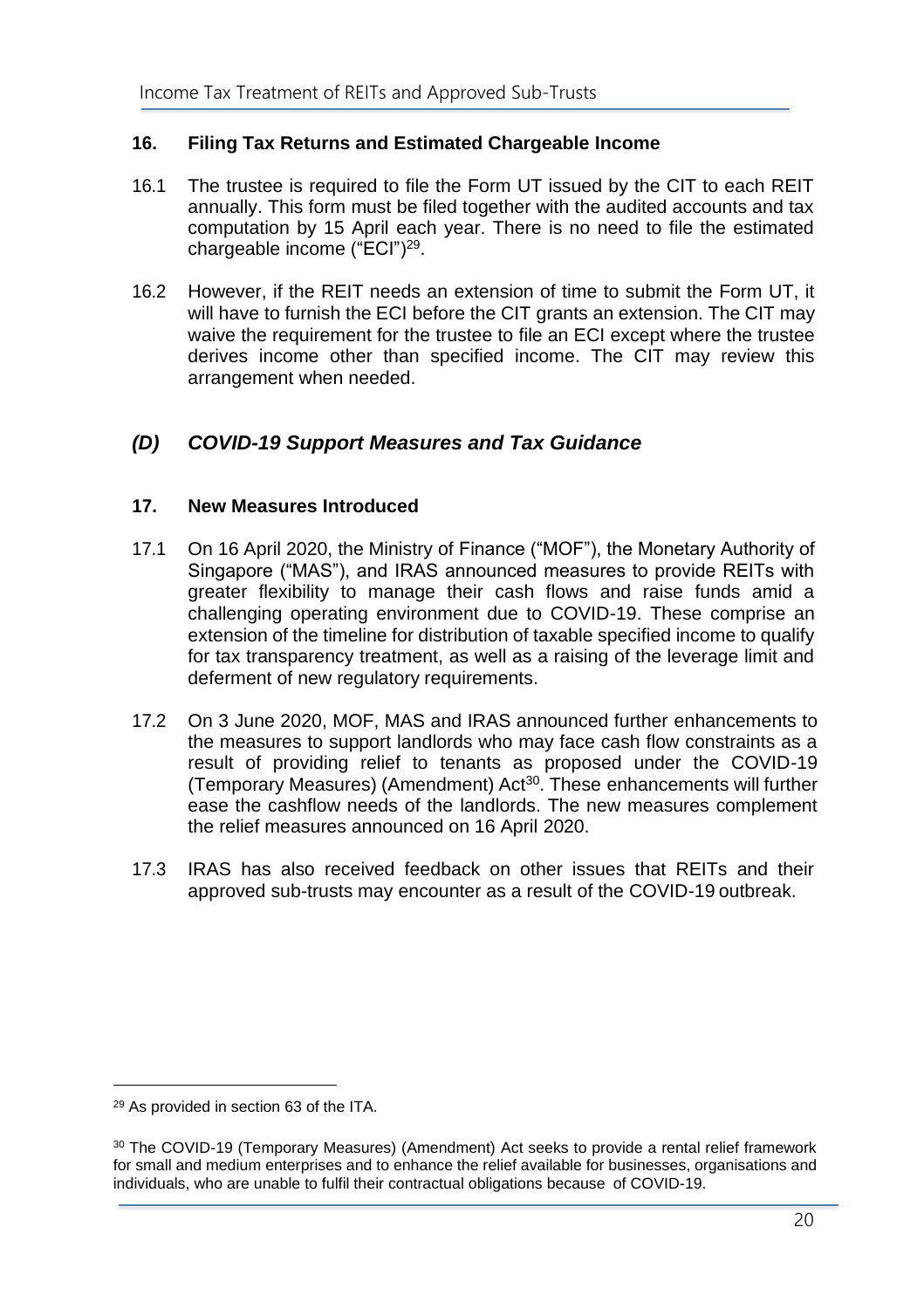### 16. Filing Tax Returns and Estimated Chargeable Income

16.1 The trustee is required to file the Form UT issued by the CIT to each REIT annually. This form must be filed together with the audited accounts and tax computation by 15 April each year. There is no need to file the estimated chargeable income ("ECI")[29].

16.2 However, if the REIT needs an extension of time to submit the Form UT, it will have to furnish the ECI before the CIT grants an extension. The CIT may waive the requirement for the trustee to file an ECI except where the trustee derives income other than specified income. The CIT may review this arrangement when needed.

## *(D) COVID-19 Support Measures and Tax Guidance*

### 17. New Measures Introduced

17.1 On 16 April 2020, the Ministry of Finance ("MOF"), the Monetary Authority of Singapore ("MAS"), and IRAS announced measures to provide REITs with greater flexibility to manage their cash flows and raise funds amid a challenging operating environment due to COVID-19. These comprise an extension of the timeline for distribution of taxable specified income to qualify for tax transparency treatment, as well as a raising of the leverage limit and deferment of new regulatory requirements.

17.2 On 3 June 2020, MOF, MAS and IRAS announced further enhancements to the measures to support landlords who may face cash flow constraints as a result of providing relief to tenants as proposed under the COVID-19 (Temporary Measures) (Amendment) Act[30]. These enhancements will further ease the cashflow needs of the landlords. The new measures complement the relief measures announced on 16 April 2020.

17.3 IRAS has also received feedback on other issues that REITs and their approved sub-trusts may encounter as a result of the COVID-19 outbreak.

---

[29] As provided in section 63 of the ITA.

[30] The COVID-19 (Temporary Measures) (Amendment) Act seeks to provide a rental relief framework for small and medium enterprises and to enhance the relief available for businesses, organisations and individuals, who are unable to fulfil their contractual obligations because of COVID-19.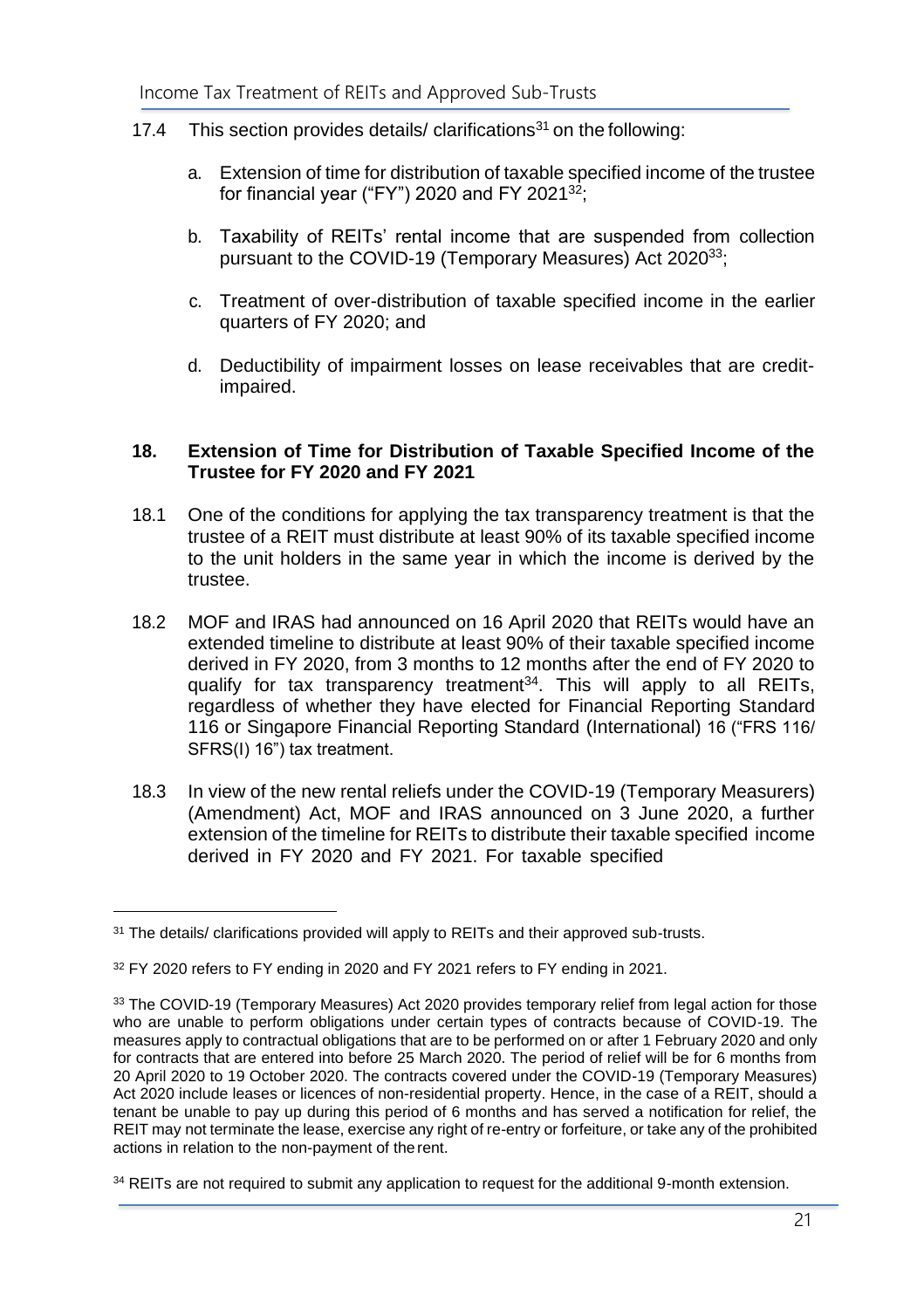17.4 This section provides details/ clarifications[31] on the following:

a. Extension of time for distribution of taxable specified income of the trustee for financial year ("FY") 2020 and FY 2021[32];

b. Taxability of REITs' rental income that are suspended from collection pursuant to the COVID-19 (Temporary Measures) Act 2020[33];

c. Treatment of over-distribution of taxable specified income in the earlier quarters of FY 2020; and

d. Deductibility of impairment losses on lease receivables that are credit-impaired.

## 18. Extension of Time for Distribution of Taxable Specified Income of the Trustee for FY 2020 and FY 2021

18.1 One of the conditions for applying the tax transparency treatment is that the trustee of a REIT must distribute at least 90% of its taxable specified income to the unit holders in the same year in which the income is derived by the trustee.

18.2 MOF and IRAS had announced on 16 April 2020 that REITs would have an extended timeline to distribute at least 90% of their taxable specified income derived in FY 2020, from 3 months to 12 months after the end of FY 2020 to qualify for tax transparency treatment[34]. This will apply to all REITs, regardless of whether they have elected for Financial Reporting Standard 116 or Singapore Financial Reporting Standard (International) 16 ("FRS 116/ SFRS(I) 16") tax treatment.

18.3 In view of the new rental reliefs under the COVID-19 (Temporary Measurers) (Amendment) Act, MOF and IRAS announced on 3 June 2020, a further extension of the timeline for REITs to distribute their taxable specified income derived in FY 2020 and FY 2021. For taxable specified

---

[31] The details/ clarifications provided will apply to REITs and their approved sub-trusts.

[32] FY 2020 refers to FY ending in 2020 and FY 2021 refers to FY ending in 2021.

[33] The COVID-19 (Temporary Measures) Act 2020 provides temporary relief from legal action for those who are unable to perform obligations under certain types of contracts because of COVID-19. The measures apply to contractual obligations that are to be performed on or after 1 February 2020 and only for contracts that are entered into before 25 March 2020. The period of relief will be for 6 months from 20 April 2020 to 19 October 2020. The contracts covered under the COVID-19 (Temporary Measures) Act 2020 include leases or licences of non-residential property. Hence, in the case of a REIT, should a tenant be unable to pay up during this period of 6 months and has served a notification for relief, the REIT may not terminate the lease, exercise any right of re-entry or forfeiture, or take any of the prohibited actions in relation to the non-payment of the rent.

[34] REITs are not required to submit any application to request for the additional 9-month extension.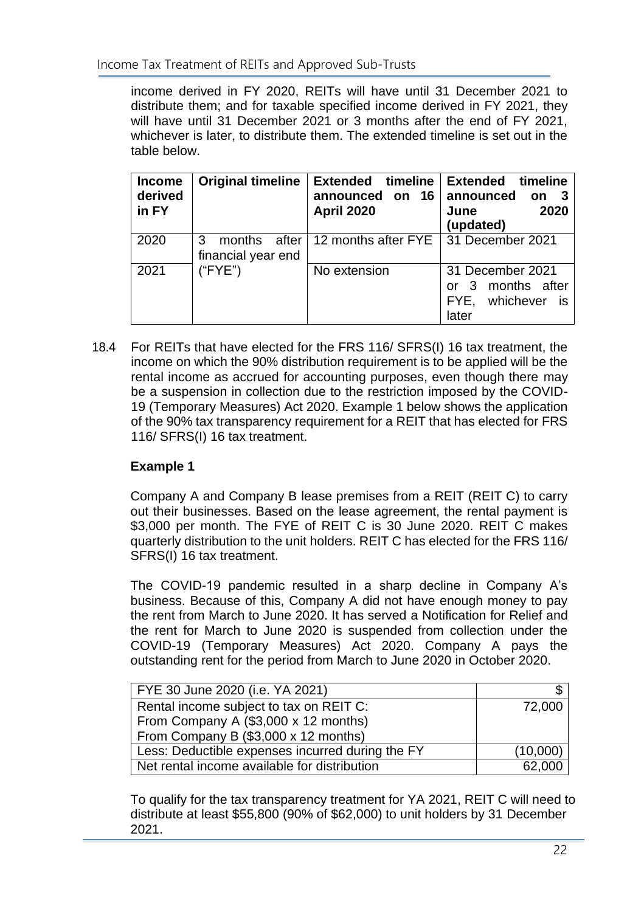income derived in FY 2020, REITs will have until 31 December 2021 to distribute them; and for taxable specified income derived in FY 2021, they will have until 31 December 2021 or 3 months after the end of FY 2021, whichever is later, to distribute them. The extended timeline is set out in the table below.

| **Income derived in FY** | **Original timeline** | **Extended timeline announced on 16 April 2020** | **Extended timeline announced on 3 June 2020 (updated)** |
|---|---|---|---|
| 2020 | 3 months after financial year end ("FYE") | 12 months after FYE | 31 December 2021 |
| 2021 | | No extension | 31 December 2021 or 3 months after FYE, whichever is later |

18.4 For REITs that have elected for the FRS 116/ SFRS(I) 16 tax treatment, the income on which the 90% distribution requirement is to be applied will be the rental income as accrued for accounting purposes, even though there may be a suspension in collection due to the restriction imposed by the COVID-19 (Temporary Measures) Act 2020. Example 1 below shows the application of the 90% tax transparency requirement for a REIT that has elected for FRS 116/ SFRS(I) 16 tax treatment.

**Example 1**

Company A and Company B lease premises from a REIT (REIT C) to carry out their businesses. Based on the lease agreement, the rental payment is $3,000 per month. The FYE of REIT C is 30 June 2020. REIT C makes quarterly distribution to the unit holders. REIT C has elected for the FRS 116/ SFRS(I) 16 tax treatment.

The COVID-19 pandemic resulted in a sharp decline in Company A's business. Because of this, Company A did not have enough money to pay the rent from March to June 2020. It has served a Notification for Relief and the rent for March to June 2020 is suspended from collection under the COVID-19 (Temporary Measures) Act 2020. Company A pays the outstanding rent for the period from March to June 2020 in October 2020.

| FYE 30 June 2020 (i.e. YA 2021) | $ |
|---|---|
| Rental income subject to tax on REIT C:<br>From Company A ($3,000 x 12 months)<br>From Company B ($3,000 x 12 months) | 72,000 |
| Less: Deductible expenses incurred during the FY | (10,000) |
| Net rental income available for distribution | 62,000 |

To qualify for the tax transparency treatment for YA 2021, REIT C will need to distribute at least $55,800 (90% of $62,000) to unit holders by 31 December 2021.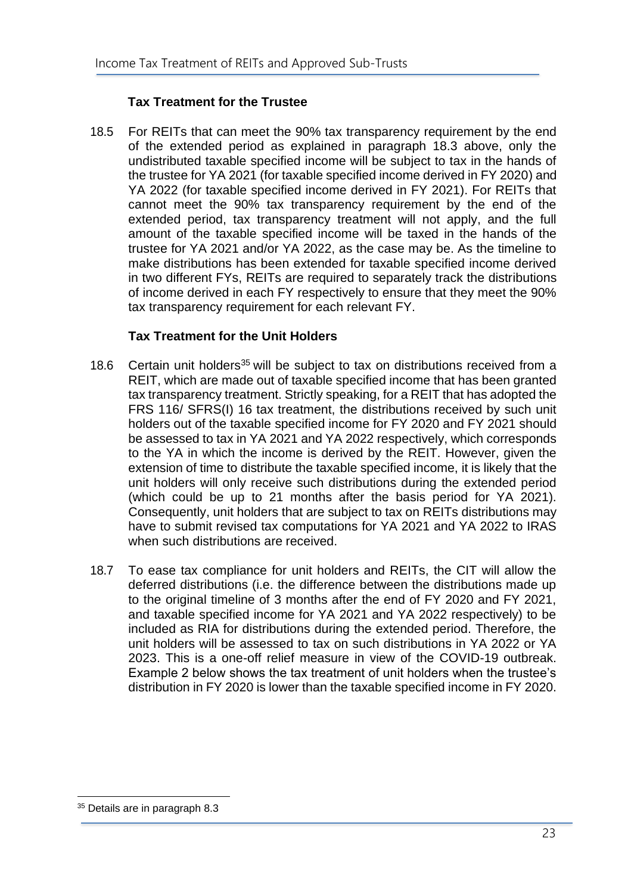### Tax Treatment for the Trustee

18.5 For REITs that can meet the 90% tax transparency requirement by the end of the extended period as explained in paragraph 18.3 above, only the undistributed taxable specified income will be subject to tax in the hands of the trustee for YA 2021 (for taxable specified income derived in FY 2020) and YA 2022 (for taxable specified income derived in FY 2021). For REITs that cannot meet the 90% tax transparency requirement by the end of the extended period, tax transparency treatment will not apply, and the full amount of the taxable specified income will be taxed in the hands of the trustee for YA 2021 and/or YA 2022, as the case may be. As the timeline to make distributions has been extended for taxable specified income derived in two different FYs, REITs are required to separately track the distributions of income derived in each FY respectively to ensure that they meet the 90% tax transparency requirement for each relevant FY.

### Tax Treatment for the Unit Holders

18.6 Certain unit holders[35] will be subject to tax on distributions received from a REIT, which are made out of taxable specified income that has been granted tax transparency treatment. Strictly speaking, for a REIT that has adopted the FRS 116/ SFRS(I) 16 tax treatment, the distributions received by such unit holders out of the taxable specified income for FY 2020 and FY 2021 should be assessed to tax in YA 2021 and YA 2022 respectively, which corresponds to the YA in which the income is derived by the REIT. However, given the extension of time to distribute the taxable specified income, it is likely that the unit holders will only receive such distributions during the extended period (which could be up to 21 months after the basis period for YA 2021). Consequently, unit holders that are subject to tax on REITs distributions may have to submit revised tax computations for YA 2021 and YA 2022 to IRAS when such distributions are received.

18.7 To ease tax compliance for unit holders and REITs, the CIT will allow the deferred distributions (i.e. the difference between the distributions made up to the original timeline of 3 months after the end of FY 2020 and FY 2021, and taxable specified income for YA 2021 and YA 2022 respectively) to be included as RIA for distributions during the extended period. Therefore, the unit holders will be assessed to tax on such distributions in YA 2022 or YA 2023. This is a one-off relief measure in view of the COVID-19 outbreak. Example 2 below shows the tax treatment of unit holders when the trustee's distribution in FY 2020 is lower than the taxable specified income in FY 2020.

---

[35] Details are in paragraph 8.3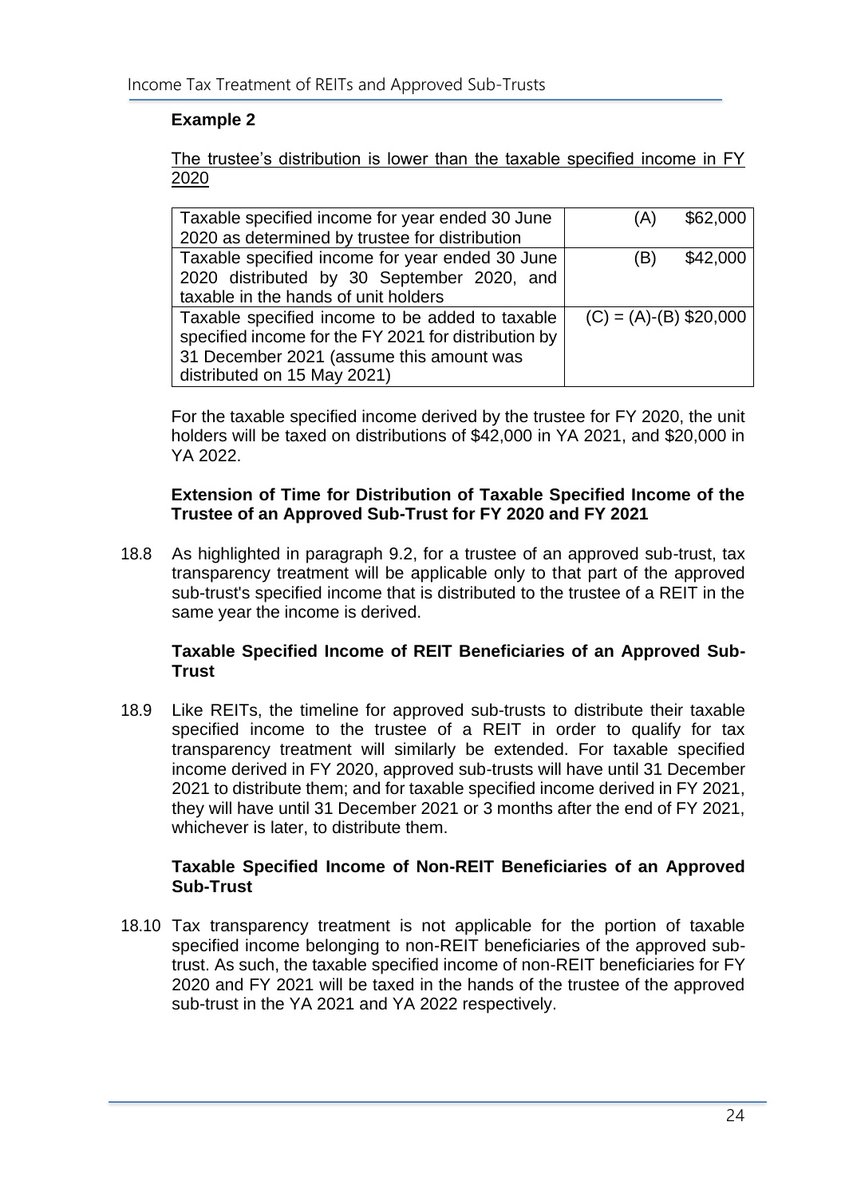**Example 2**

<u>The trustee's distribution is lower than the taxable specified income in FY 2020</u>

| | | |
|---|---|---|
| Taxable specified income for year ended 30 June 2020 as determined by trustee for distribution | (A) | \$62,000 |
| Taxable specified income for year ended 30 June 2020 distributed by 30 September 2020, and taxable in the hands of unit holders | (B) | \$42,000 |
| Taxable specified income to be added to taxable specified income for the FY 2021 for distribution by 31 December 2021 (assume this amount was distributed on 15 May 2021) | (C) = (A)-(B) | \$20,000 |

For the taxable specified income derived by the trustee for FY 2020, the unit holders will be taxed on distributions of \$42,000 in YA 2021, and \$20,000 in YA 2022.

**Extension of Time for Distribution of Taxable Specified Income of the Trustee of an Approved Sub-Trust for FY 2020 and FY 2021**

18.8 As highlighted in paragraph 9.2, for a trustee of an approved sub-trust, tax transparency treatment will be applicable only to that part of the approved sub-trust's specified income that is distributed to the trustee of a REIT in the same year the income is derived.

**Taxable Specified Income of REIT Beneficiaries of an Approved Sub-Trust**

18.9 Like REITs, the timeline for approved sub-trusts to distribute their taxable specified income to the trustee of a REIT in order to qualify for tax transparency treatment will similarly be extended. For taxable specified income derived in FY 2020, approved sub-trusts will have until 31 December 2021 to distribute them; and for taxable specified income derived in FY 2021, they will have until 31 December 2021 or 3 months after the end of FY 2021, whichever is later, to distribute them.

**Taxable Specified Income of Non-REIT Beneficiaries of an Approved Sub-Trust**

18.10 Tax transparency treatment is not applicable for the portion of taxable specified income belonging to non-REIT beneficiaries of the approved sub-trust. As such, the taxable specified income of non-REIT beneficiaries for FY 2020 and FY 2021 will be taxed in the hands of the trustee of the approved sub-trust in the YA 2021 and YA 2022 respectively.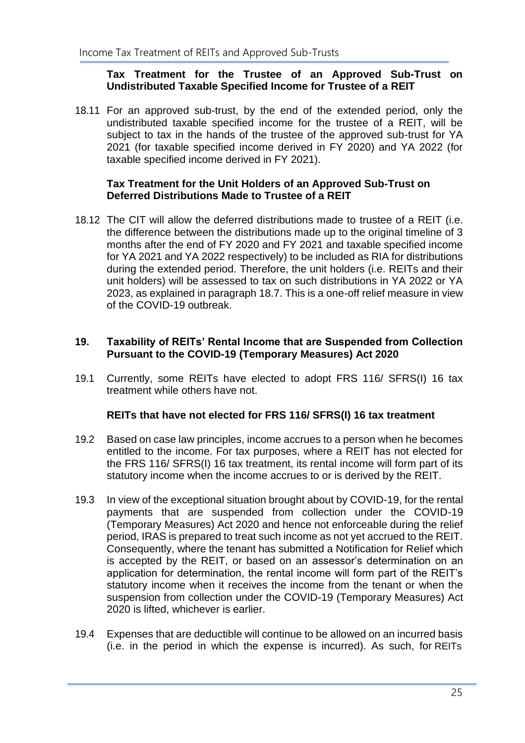**Tax Treatment for the Trustee of an Approved Sub-Trust on Undistributed Taxable Specified Income for Trustee of a REIT**

18.11 For an approved sub-trust, by the end of the extended period, only the undistributed taxable specified income for the trustee of a REIT, will be subject to tax in the hands of the trustee of the approved sub-trust for YA 2021 (for taxable specified income derived in FY 2020) and YA 2022 (for taxable specified income derived in FY 2021).

**Tax Treatment for the Unit Holders of an Approved Sub-Trust on Deferred Distributions Made to Trustee of a REIT**

18.12 The CIT will allow the deferred distributions made to trustee of a REIT (i.e. the difference between the distributions made up to the original timeline of 3 months after the end of FY 2020 and FY 2021 and taxable specified income for YA 2021 and YA 2022 respectively) to be included as RIA for distributions during the extended period. Therefore, the unit holders (i.e. REITs and their unit holders) will be assessed to tax on such distributions in YA 2022 or YA 2023, as explained in paragraph 18.7. This is a one-off relief measure in view of the COVID-19 outbreak.

## 19. Taxability of REITs' Rental Income that are Suspended from Collection Pursuant to the COVID-19 (Temporary Measures) Act 2020

19.1 Currently, some REITs have elected to adopt FRS 116/ SFRS(I) 16 tax treatment while others have not.

**REITs that have not elected for FRS 116/ SFRS(I) 16 tax treatment**

19.2 Based on case law principles, income accrues to a person when he becomes entitled to the income. For tax purposes, where a REIT has not elected for the FRS 116/ SFRS(I) 16 tax treatment, its rental income will form part of its statutory income when the income accrues to or is derived by the REIT.

19.3 In view of the exceptional situation brought about by COVID-19, for the rental payments that are suspended from collection under the COVID-19 (Temporary Measures) Act 2020 and hence not enforceable during the relief period, IRAS is prepared to treat such income as not yet accrued to the REIT. Consequently, where the tenant has submitted a Notification for Relief which is accepted by the REIT, or based on an assessor's determination on an application for determination, the rental income will form part of the REIT's statutory income when it receives the income from the tenant or when the suspension from collection under the COVID-19 (Temporary Measures) Act 2020 is lifted, whichever is earlier.

19.4 Expenses that are deductible will continue to be allowed on an incurred basis (i.e. in the period in which the expense is incurred). As such, for REITs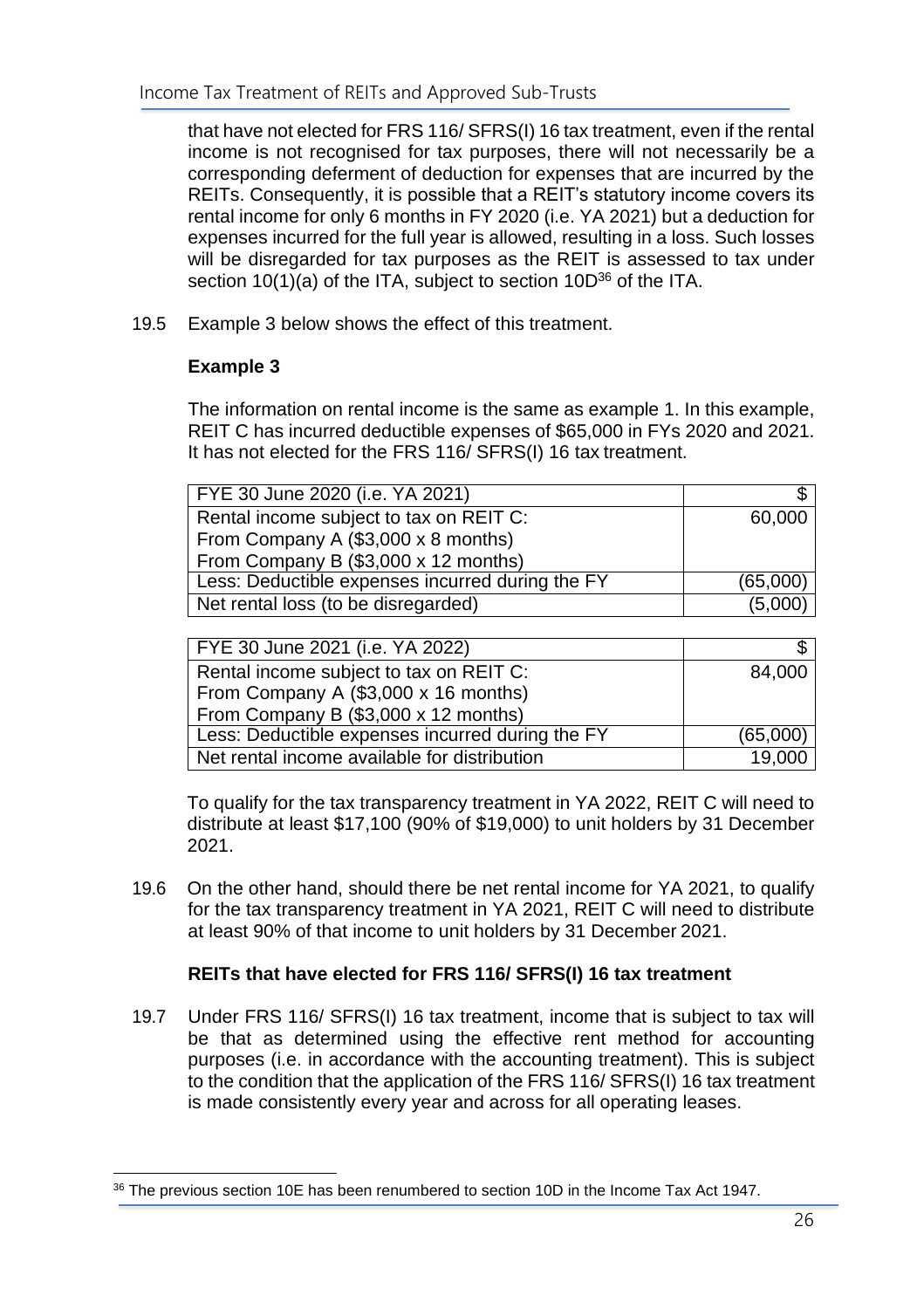that have not elected for FRS 116/ SFRS(I) 16 tax treatment, even if the rental income is not recognised for tax purposes, there will not necessarily be a corresponding deferment of deduction for expenses that are incurred by the REITs. Consequently, it is possible that a REIT's statutory income covers its rental income for only 6 months in FY 2020 (i.e. YA 2021) but a deduction for expenses incurred for the full year is allowed, resulting in a loss. Such losses will be disregarded for tax purposes as the REIT is assessed to tax under section 10(1)(a) of the ITA, subject to section 10D[36] of the ITA.

19.5 Example 3 below shows the effect of this treatment.

**Example 3**

The information on rental income is the same as example 1. In this example, REIT C has incurred deductible expenses of $65,000 in FYs 2020 and 2021. It has not elected for the FRS 116/ SFRS(I) 16 tax treatment.

| FYE 30 June 2020 (i.e. YA 2021) | $ |
|---|---|
| Rental income subject to tax on REIT C:<br>From Company A ($3,000 x 8 months)<br>From Company B ($3,000 x 12 months) | 60,000 |
| Less: Deductible expenses incurred during the FY | (65,000) |
| Net rental loss (to be disregarded) | (5,000) |

| FYE 30 June 2021 (i.e. YA 2022) | $ |
|---|---|
| Rental income subject to tax on REIT C:<br>From Company A ($3,000 x 16 months)<br>From Company B ($3,000 x 12 months) | 84,000 |
| Less: Deductible expenses incurred during the FY | (65,000) |
| Net rental income available for distribution | 19,000 |

To qualify for the tax transparency treatment in YA 2022, REIT C will need to distribute at least $17,100 (90% of $19,000) to unit holders by 31 December 2021.

19.6 On the other hand, should there be net rental income for YA 2021, to qualify for the tax transparency treatment in YA 2021, REIT C will need to distribute at least 90% of that income to unit holders by 31 December 2021.

**REITs that have elected for FRS 116/ SFRS(I) 16 tax treatment**

19.7 Under FRS 116/ SFRS(I) 16 tax treatment, income that is subject to tax will be that as determined using the effective rent method for accounting purposes (i.e. in accordance with the accounting treatment). This is subject to the condition that the application of the FRS 116/ SFRS(I) 16 tax treatment is made consistently every year and across for all operating leases.

[36] The previous section 10E has been renumbered to section 10D in the Income Tax Act 1947.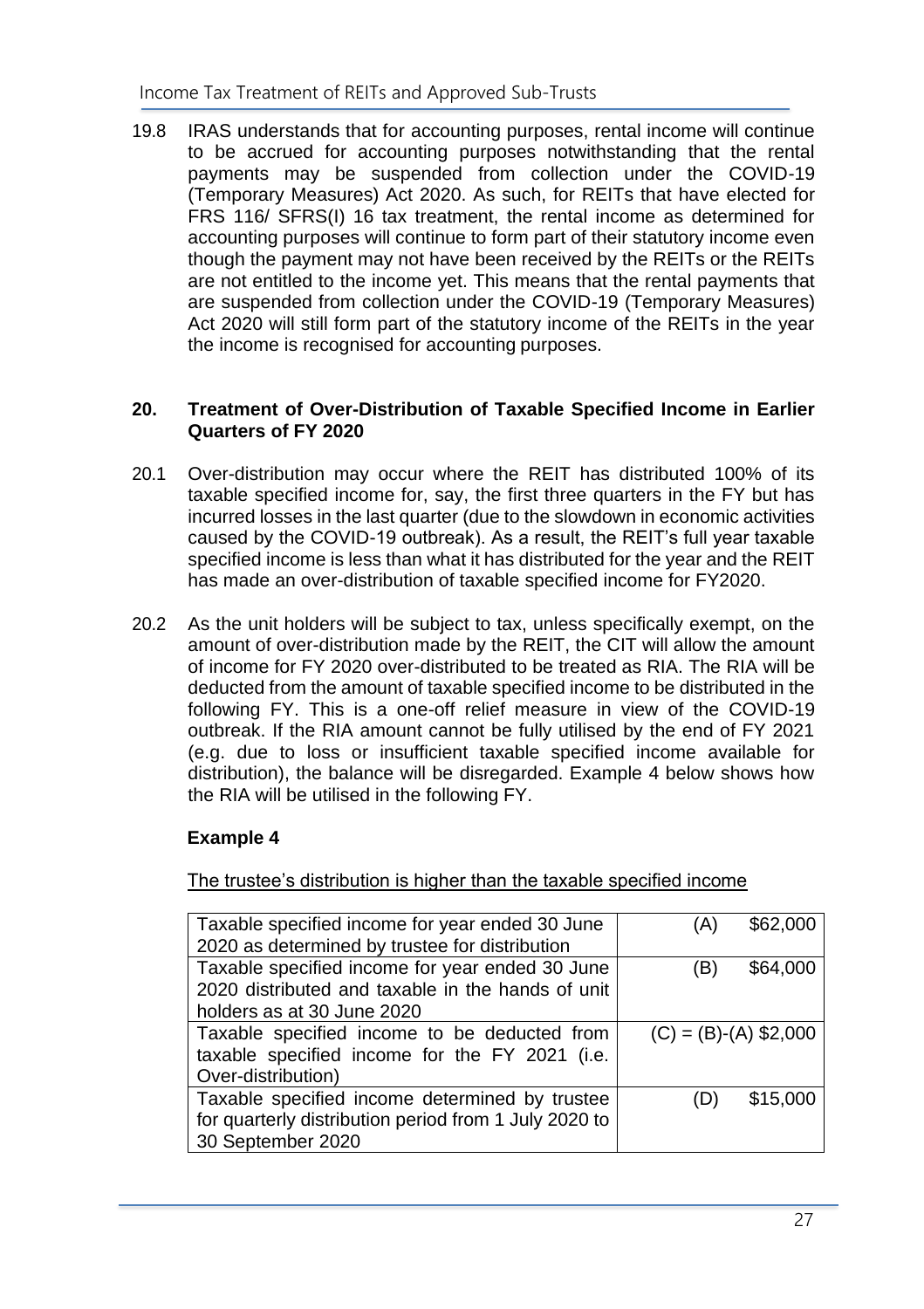19.8 IRAS understands that for accounting purposes, rental income will continue to be accrued for accounting purposes notwithstanding that the rental payments may be suspended from collection under the COVID-19 (Temporary Measures) Act 2020. As such, for REITs that have elected for FRS 116/ SFRS(I) 16 tax treatment, the rental income as determined for accounting purposes will continue to form part of their statutory income even though the payment may not have been received by the REITs or the REITs are not entitled to the income yet. This means that the rental payments that are suspended from collection under the COVID-19 (Temporary Measures) Act 2020 will still form part of the statutory income of the REITs in the year the income is recognised for accounting purposes.

## 20. Treatment of Over-Distribution of Taxable Specified Income in Earlier Quarters of FY 2020

20.1 Over-distribution may occur where the REIT has distributed 100% of its taxable specified income for, say, the first three quarters in the FY but has incurred losses in the last quarter (due to the slowdown in economic activities caused by the COVID-19 outbreak). As a result, the REIT's full year taxable specified income is less than what it has distributed for the year and the REIT has made an over-distribution of taxable specified income for FY2020.

20.2 As the unit holders will be subject to tax, unless specifically exempt, on the amount of over-distribution made by the REIT, the CIT will allow the amount of income for FY 2020 over-distributed to be treated as RIA. The RIA will be deducted from the amount of taxable specified income to be distributed in the following FY. This is a one-off relief measure in view of the COVID-19 outbreak. If the RIA amount cannot be fully utilised by the end of FY 2021 (e.g. due to loss or insufficient taxable specified income available for distribution), the balance will be disregarded. Example 4 below shows how the RIA will be utilised in the following FY.

**Example 4**

The trustee's distribution is higher than the taxable specified income

| | |
|---|---|
| Taxable specified income for year ended 30 June 2020 as determined by trustee for distribution | (A) $62,000 |
| Taxable specified income for year ended 30 June 2020 distributed and taxable in the hands of unit holders as at 30 June 2020 | (B) $64,000 |
| Taxable specified income to be deducted from taxable specified income for the FY 2021 (i.e. Over-distribution) | (C) = (B)-(A) $2,000 |
| Taxable specified income determined by trustee for quarterly distribution period from 1 July 2020 to 30 September 2020 | (D) $15,000 |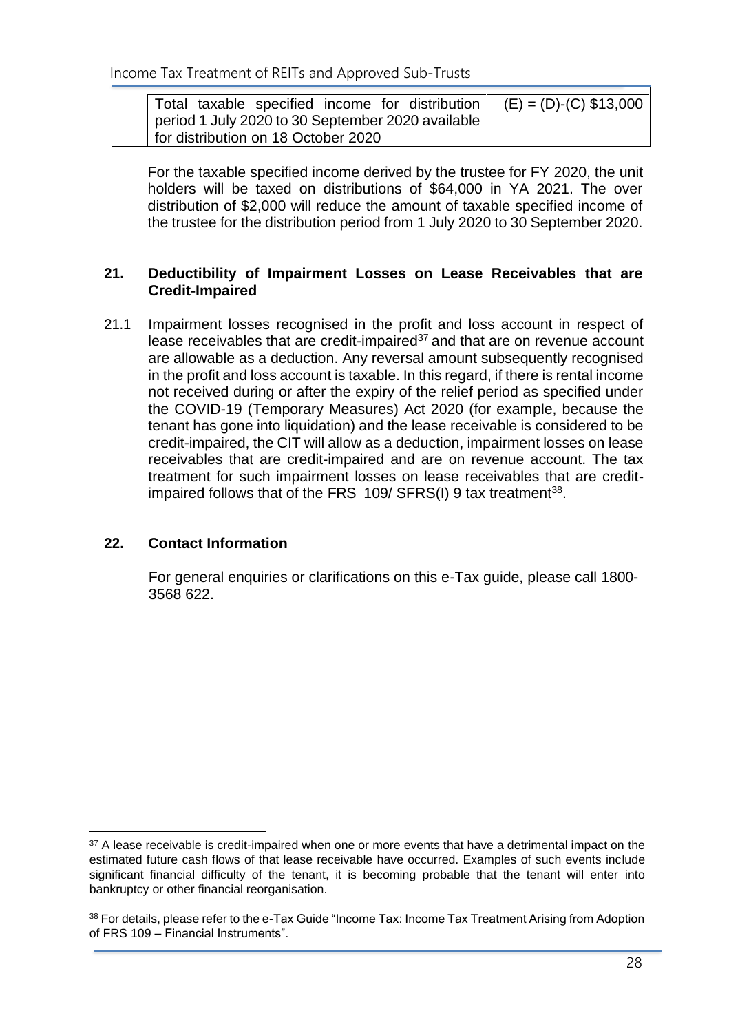| Total taxable specified income for distribution period 1 July 2020 to 30 September 2020 available for distribution on 18 October 2020 | (E) = (D)-(C) $13,000 |
|---|---|

For the taxable specified income derived by the trustee for FY 2020, the unit holders will be taxed on distributions of $64,000 in YA 2021. The over distribution of $2,000 will reduce the amount of taxable specified income of the trustee for the distribution period from 1 July 2020 to 30 September 2020.

## 21. Deductibility of Impairment Losses on Lease Receivables that are Credit-Impaired

21.1 Impairment losses recognised in the profit and loss account in respect of lease receivables that are credit-impaired[37] and that are on revenue account are allowable as a deduction. Any reversal amount subsequently recognised in the profit and loss account is taxable. In this regard, if there is rental income not received during or after the expiry of the relief period as specified under the COVID-19 (Temporary Measures) Act 2020 (for example, because the tenant has gone into liquidation) and the lease receivable is considered to be credit-impaired, the CIT will allow as a deduction, impairment losses on lease receivables that are credit-impaired and are on revenue account. The tax treatment for such impairment losses on lease receivables that are credit-impaired follows that of the FRS 109/ SFRS(I) 9 tax treatment[38].

## 22. Contact Information

For general enquiries or clarifications on this e-Tax guide, please call 1800-3568 622.

---

[37] A lease receivable is credit-impaired when one or more events that have a detrimental impact on the estimated future cash flows of that lease receivable have occurred. Examples of such events include significant financial difficulty of the tenant, it is becoming probable that the tenant will enter into bankruptcy or other financial reorganisation.

[38] For details, please refer to the e-Tax Guide "Income Tax: Income Tax Treatment Arising from Adoption of FRS 109 – Financial Instruments".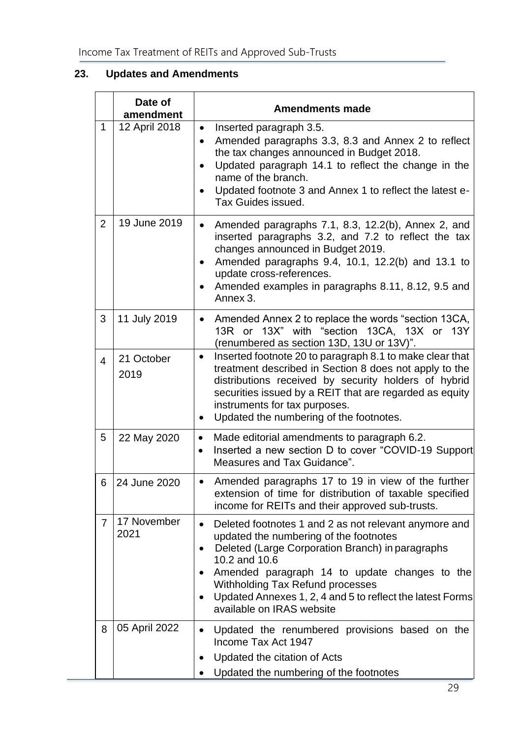## 23. Updates and Amendments

| | Date of amendment | Amendments made |
|---|---|---|
| 1 | 12 April 2018 | • Inserted paragraph 3.5.<br>• Amended paragraphs 3.3, 8.3 and Annex 2 to reflect the tax changes announced in Budget 2018.<br>• Updated paragraph 14.1 to reflect the change in the name of the branch.<br>• Updated footnote 3 and Annex 1 to reflect the latest e-Tax Guides issued. |
| 2 | 19 June 2019 | • Amended paragraphs 7.1, 8.3, 12.2(b), Annex 2, and inserted paragraphs 3.2, and 7.2 to reflect the tax changes announced in Budget 2019.<br>• Amended paragraphs 9.4, 10.1, 12.2(b) and 13.1 to update cross-references.<br>• Amended examples in paragraphs 8.11, 8.12, 9.5 and Annex 3. |
| 3 | 11 July 2019 | • Amended Annex 2 to replace the words "section 13CA, 13R or 13X" with "section 13CA, 13X or 13Y (renumbered as section 13D, 13U or 13V)". |
| 4 | 21 October 2019 | • Inserted footnote 20 to paragraph 8.1 to make clear that treatment described in Section 8 does not apply to the distributions received by security holders of hybrid securities issued by a REIT that are regarded as equity instruments for tax purposes.<br>• Updated the numbering of the footnotes. |
| 5 | 22 May 2020 | • Made editorial amendments to paragraph 6.2.<br>• Inserted a new section D to cover "COVID-19 Support Measures and Tax Guidance". |
| 6 | 24 June 2020 | • Amended paragraphs 17 to 19 in view of the further extension of time for distribution of taxable specified income for REITs and their approved sub-trusts. |
| 7 | 17 November 2021 | • Deleted footnotes 1 and 2 as not relevant anymore and updated the numbering of the footnotes<br>• Deleted (Large Corporation Branch) in paragraphs 10.2 and 10.6<br>• Amended paragraph 14 to update changes to the Withholding Tax Refund processes<br>• Updated Annexes 1, 2, 4 and 5 to reflect the latest Forms available on IRAS website |
| 8 | 05 April 2022 | • Updated the renumbered provisions based on the Income Tax Act 1947<br>• Updated the citation of Acts<br>• Updated the numbering of the footnotes |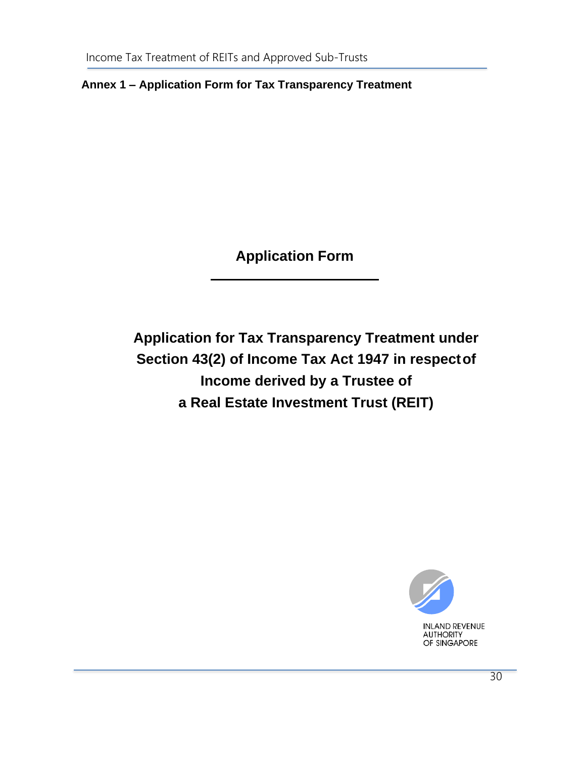## Annex 1 – Application Form for Tax Transparency Treatment

# Application Form

# Application for Tax Transparency Treatment under Section 43(2) of Income Tax Act 1947 in respect of Income derived by a Trustee of a Real Estate Investment Trust (REIT)

INLAND REVENUE AUTHORITY OF SINGAPORE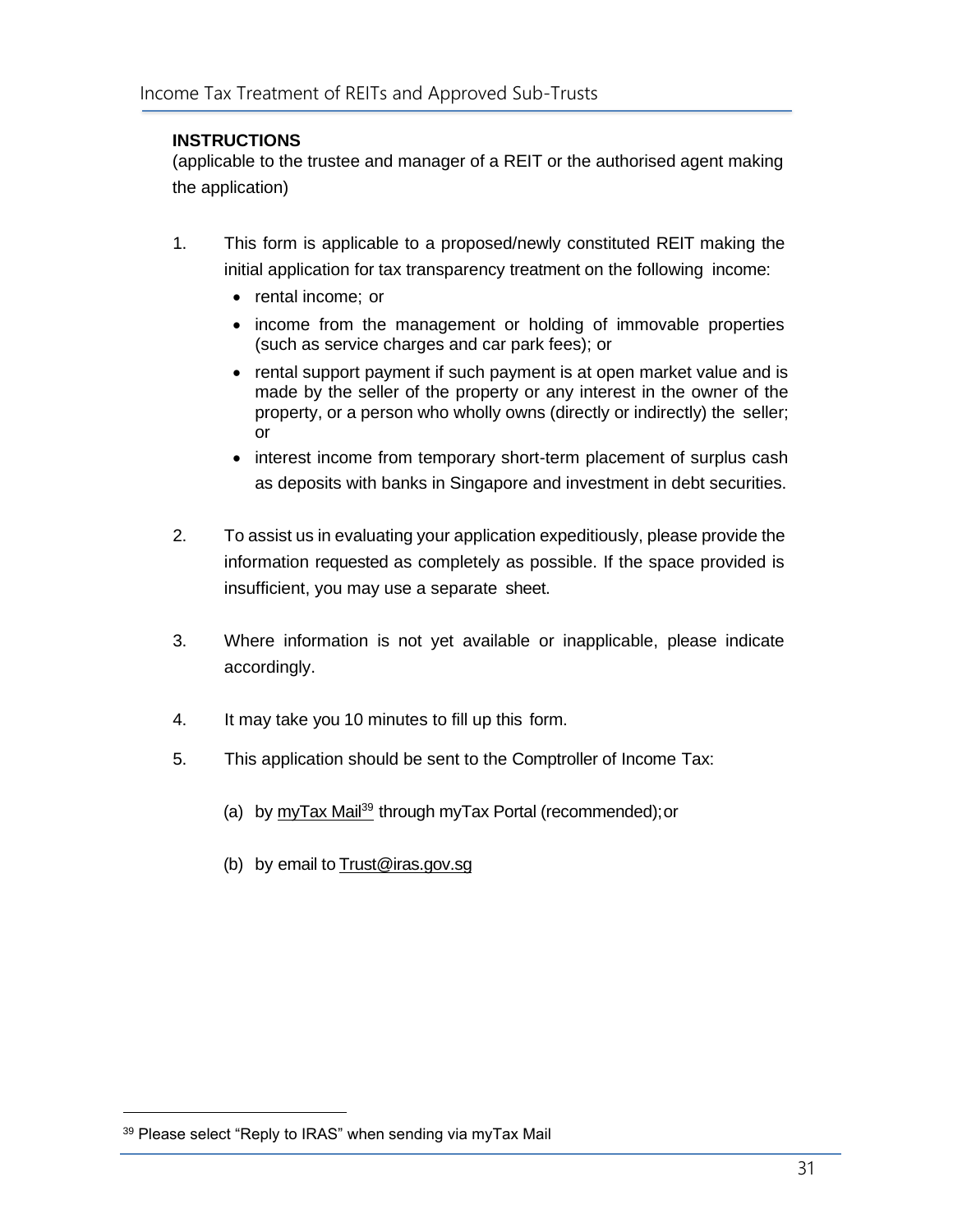**INSTRUCTIONS**

(applicable to the trustee and manager of a REIT or the authorised agent making the application)

1. This form is applicable to a proposed/newly constituted REIT making the initial application for tax transparency treatment on the following income:
   - rental income; or
   - income from the management or holding of immovable properties (such as service charges and car park fees); or
   - rental support payment if such payment is at open market value and is made by the seller of the property or any interest in the owner of the property, or a person who wholly owns (directly or indirectly) the seller; or
   - interest income from temporary short-term placement of surplus cash as deposits with banks in Singapore and investment in debt securities.

2. To assist us in evaluating your application expeditiously, please provide the information requested as completely as possible. If the space provided is insufficient, you may use a separate sheet.

3. Where information is not yet available or inapplicable, please indicate accordingly.

4. It may take you 10 minutes to fill up this form.

5. This application should be sent to the Comptroller of Income Tax:

   (a) by myTax Mail[39] through myTax Portal (recommended); or

   (b) by email to Trust@iras.gov.sg

[39] Please select "Reply to IRAS" when sending via myTax Mail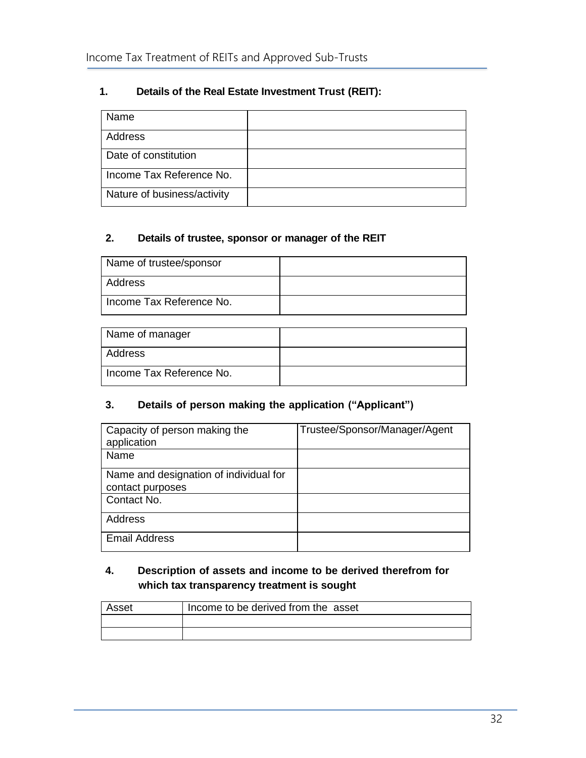**1. Details of the Real Estate Investment Trust (REIT):**

| Name | |
|---|---|
| Address | |
| Date of constitution | |
| Income Tax Reference No. | |
| Nature of business/activity | |

**2. Details of trustee, sponsor or manager of the REIT**

| Name of trustee/sponsor | |
|---|---|
| Address | |
| Income Tax Reference No. | |

| Name of manager | |
|---|---|
| Address | |
| Income Tax Reference No. | |

**3. Details of person making the application ("Applicant")**

| Capacity of person making the application | Trustee/Sponsor/Manager/Agent |
|---|---|
| Name | |
| Name and designation of individual for contact purposes | |
| Contact No. | |
| Address | |
| Email Address | |

**4. Description of assets and income to be derived therefrom for which tax transparency treatment is sought**

| Asset | Income to be derived from the asset |
|---|---|
| | |
| | |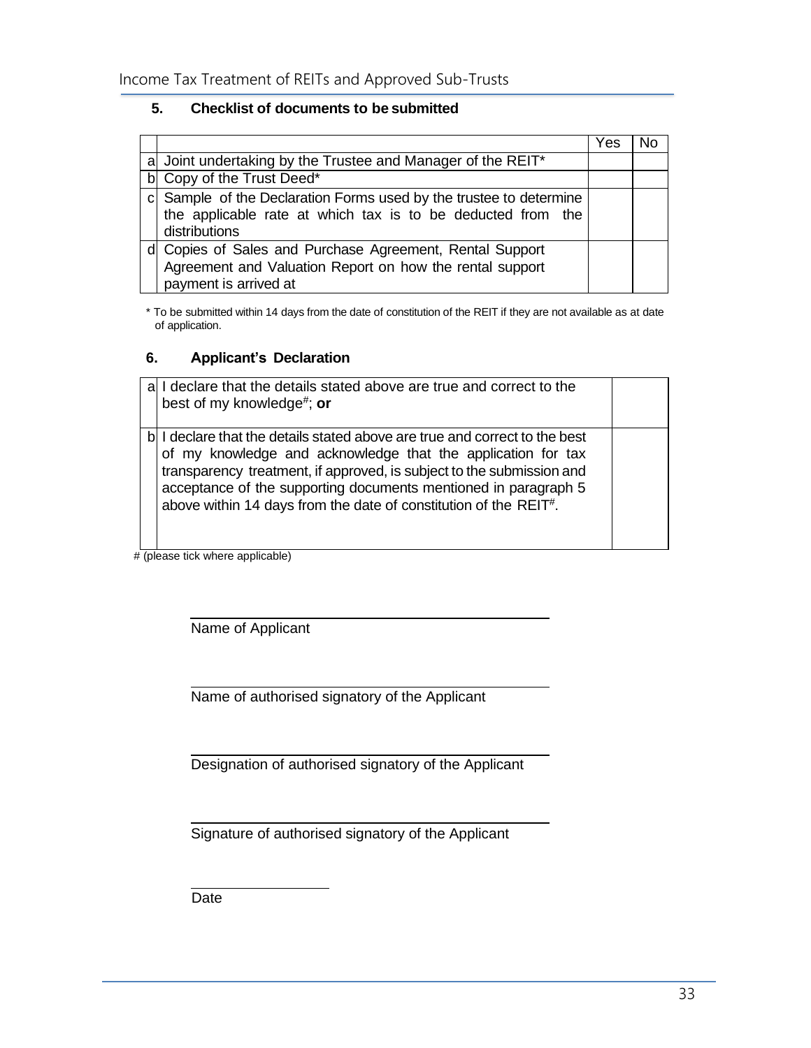## 5. Checklist of documents to be submitted

| | | Yes | No |
|---|---|---|---|
| a | Joint undertaking by the Trustee and Manager of the REIT* | | |
| b | Copy of the Trust Deed* | | |
| c | Sample of the Declaration Forms used by the trustee to determine the applicable rate at which tax is to be deducted from the distributions | | |
| d | Copies of Sales and Purchase Agreement, Rental Support Agreement and Valuation Report on how the rental support payment is arrived at | | |

\* To be submitted within 14 days from the date of constitution of the REIT if they are not available as at date of application.

## 6. Applicant's Declaration

| | | |
|---|---|---|
| a | I declare that the details stated above are true and correct to the best of my knowledge[#]; **or** | |
| b | I declare that the details stated above are true and correct to the best of my knowledge and acknowledge that the application for tax transparency treatment, if approved, is subject to the submission and acceptance of the supporting documents mentioned in paragraph 5 above within 14 days from the date of constitution of the REIT[#]. | |

\# (please tick where applicable)

\_\_\_\_\_\_\_\_\_\_\_\_\_\_\_\_\_\_\_\_\_\_\_\_\_\_\_\_\_\_\_\_\_\_\_\_\_\_\_\_

Name of Applicant

\_\_\_\_\_\_\_\_\_\_\_\_\_\_\_\_\_\_\_\_\_\_\_\_\_\_\_\_\_\_\_\_\_\_\_\_\_\_\_\_

Name of authorised signatory of the Applicant

\_\_\_\_\_\_\_\_\_\_\_\_\_\_\_\_\_\_\_\_\_\_\_\_\_\_\_\_\_\_\_\_\_\_\_\_\_\_\_\_

Designation of authorised signatory of the Applicant

\_\_\_\_\_\_\_\_\_\_\_\_\_\_\_\_\_\_\_\_\_\_\_\_\_\_\_\_\_\_\_\_\_\_\_\_\_\_\_\_

Signature of authorised signatory of the Applicant

\_\_\_\_\_\_\_\_\_\_\_\_\_\_\_\_\_\_\_\_

Date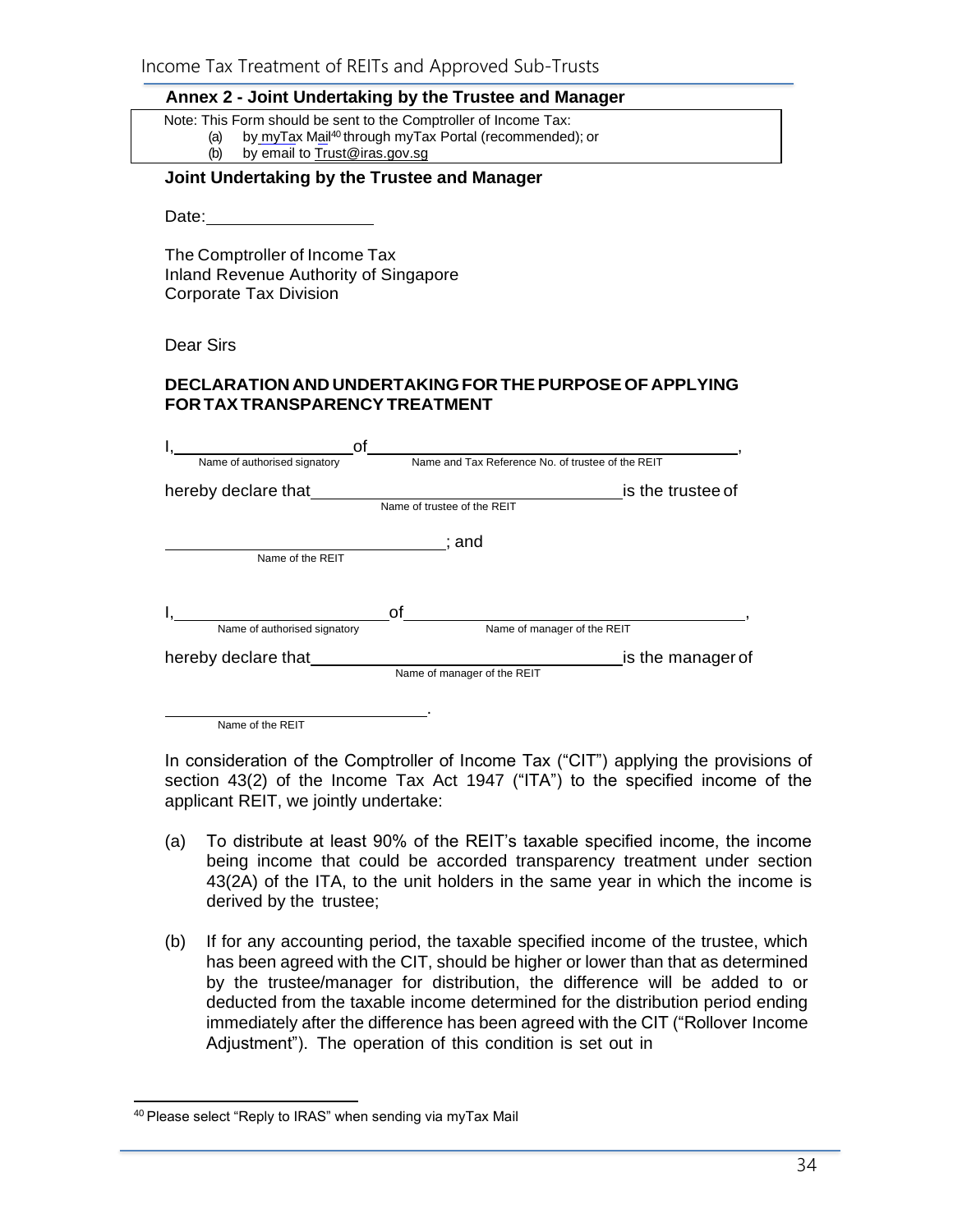## Annex 2 - Joint Undertaking by the Trustee and Manager

Note: This Form should be sent to the Comptroller of Income Tax:
(a) by myTax Mail[40] through myTax Portal (recommended); or
(b) by email to Trust@iras.gov.sg

### Joint Undertaking by the Trustee and Manager

Date: ____________________

The Comptroller of Income Tax
Inland Revenue Authority of Singapore
Corporate Tax Division

Dear Sirs

**DECLARATION AND UNDERTAKING FOR THE PURPOSE OF APPLYING FOR TAX TRANSPARENCY TREATMENT**

I, ________________________ of ______________________________________________,
(Name of authorised signatory) (Name and Tax Reference No. of trustee of the REIT)

hereby declare that ____________________________________ is the trustee of
(Name of trustee of the REIT)

____________________________________; and
(Name of the REIT)

I, ________________________ of ______________________________________________,
(Name of authorised signatory) (Name of manager of the REIT)

hereby declare that ____________________________________ is the manager of
(Name of manager of the REIT)

____________________________________.
(Name of the REIT)

In consideration of the Comptroller of Income Tax ("CIT") applying the provisions of section 43(2) of the Income Tax Act 1947 ("ITA") to the specified income of the applicant REIT, we jointly undertake:

(a) To distribute at least 90% of the REIT's taxable specified income, the income being income that could be accorded transparency treatment under section 43(2A) of the ITA, to the unit holders in the same year in which the income is derived by the trustee;

(b) If for any accounting period, the taxable specified income of the trustee, which has been agreed with the CIT, should be higher or lower than that as determined by the trustee/manager for distribution, the difference will be added to or deducted from the taxable income determined for the distribution period ending immediately after the difference has been agreed with the CIT ("Rollover Income Adjustment"). The operation of this condition is set out in

[40] Please select "Reply to IRAS" when sending via myTax Mail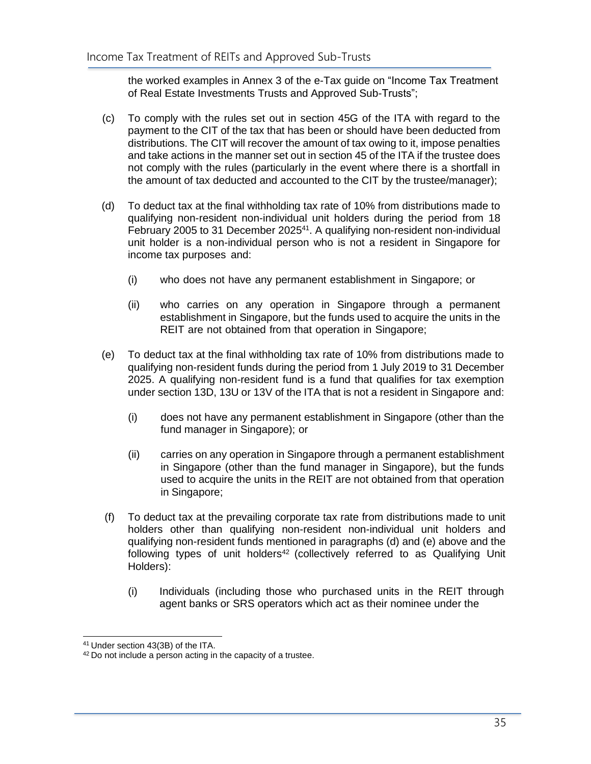the worked examples in Annex 3 of the e-Tax guide on "Income Tax Treatment of Real Estate Investments Trusts and Approved Sub-Trusts";

(c) To comply with the rules set out in section 45G of the ITA with regard to the payment to the CIT of the tax that has been or should have been deducted from distributions. The CIT will recover the amount of tax owing to it, impose penalties and take actions in the manner set out in section 45 of the ITA if the trustee does not comply with the rules (particularly in the event where there is a shortfall in the amount of tax deducted and accounted to the CIT by the trustee/manager);

(d) To deduct tax at the final withholding tax rate of 10% from distributions made to qualifying non-resident non-individual unit holders during the period from 18 February 2005 to 31 December 2025[41]. A qualifying non-resident non-individual unit holder is a non-individual person who is not a resident in Singapore for income tax purposes and:

   (i) who does not have any permanent establishment in Singapore; or

   (ii) who carries on any operation in Singapore through a permanent establishment in Singapore, but the funds used to acquire the units in the REIT are not obtained from that operation in Singapore;

(e) To deduct tax at the final withholding tax rate of 10% from distributions made to qualifying non-resident funds during the period from 1 July 2019 to 31 December 2025. A qualifying non-resident fund is a fund that qualifies for tax exemption under section 13D, 13U or 13V of the ITA that is not a resident in Singapore and:

   (i) does not have any permanent establishment in Singapore (other than the fund manager in Singapore); or

   (ii) carries on any operation in Singapore through a permanent establishment in Singapore (other than the fund manager in Singapore), but the funds used to acquire the units in the REIT are not obtained from that operation in Singapore;

(f) To deduct tax at the prevailing corporate tax rate from distributions made to unit holders other than qualifying non-resident non-individual unit holders and qualifying non-resident funds mentioned in paragraphs (d) and (e) above and the following types of unit holders[42] (collectively referred to as Qualifying Unit Holders):

   (i) Individuals (including those who purchased units in the REIT through agent banks or SRS operators which act as their nominee under the

---

[41] Under section 43(3B) of the ITA.

[42] Do not include a person acting in the capacity of a trustee.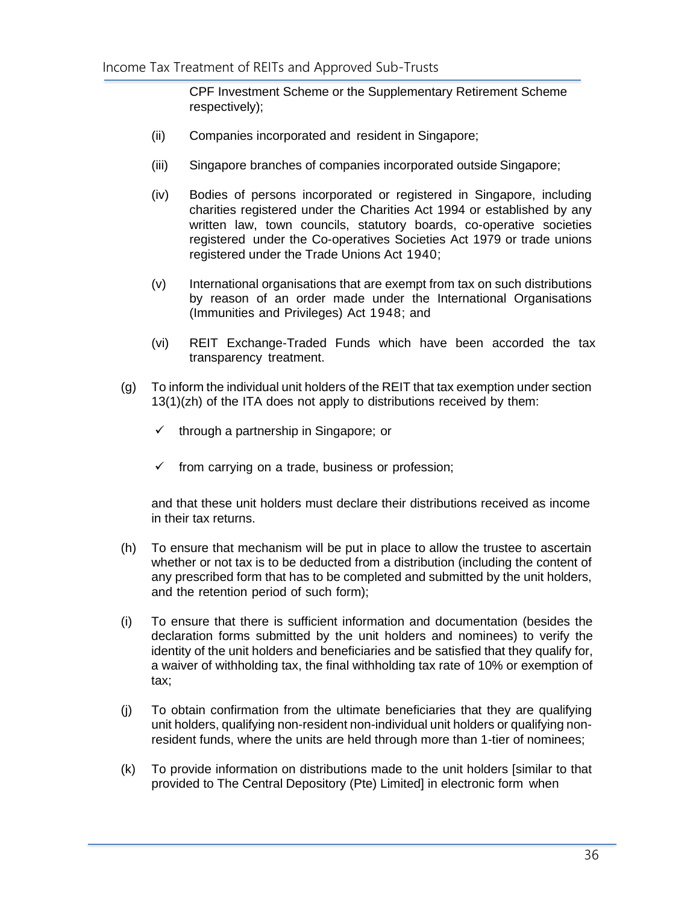CPF Investment Scheme or the Supplementary Retirement Scheme respectively);

(ii) Companies incorporated and resident in Singapore;

(iii) Singapore branches of companies incorporated outside Singapore;

(iv) Bodies of persons incorporated or registered in Singapore, including charities registered under the Charities Act 1994 or established by any written law, town councils, statutory boards, co-operative societies registered under the Co-operatives Societies Act 1979 or trade unions registered under the Trade Unions Act 1940;

(v) International organisations that are exempt from tax on such distributions by reason of an order made under the International Organisations (Immunities and Privileges) Act 1948; and

(vi) REIT Exchange-Traded Funds which have been accorded the tax transparency treatment.

(g) To inform the individual unit holders of the REIT that tax exemption under section 13(1)(zh) of the ITA does not apply to distributions received by them:

- ✓ through a partnership in Singapore; or
- ✓ from carrying on a trade, business or profession;

and that these unit holders must declare their distributions received as income in their tax returns.

(h) To ensure that mechanism will be put in place to allow the trustee to ascertain whether or not tax is to be deducted from a distribution (including the content of any prescribed form that has to be completed and submitted by the unit holders, and the retention period of such form);

(i) To ensure that there is sufficient information and documentation (besides the declaration forms submitted by the unit holders and nominees) to verify the identity of the unit holders and beneficiaries and be satisfied that they qualify for, a waiver of withholding tax, the final withholding tax rate of 10% or exemption of tax;

(j) To obtain confirmation from the ultimate beneficiaries that they are qualifying unit holders, qualifying non-resident non-individual unit holders or qualifying non-resident funds, where the units are held through more than 1-tier of nominees;

(k) To provide information on distributions made to the unit holders [similar to that provided to The Central Depository (Pte) Limited] in electronic form when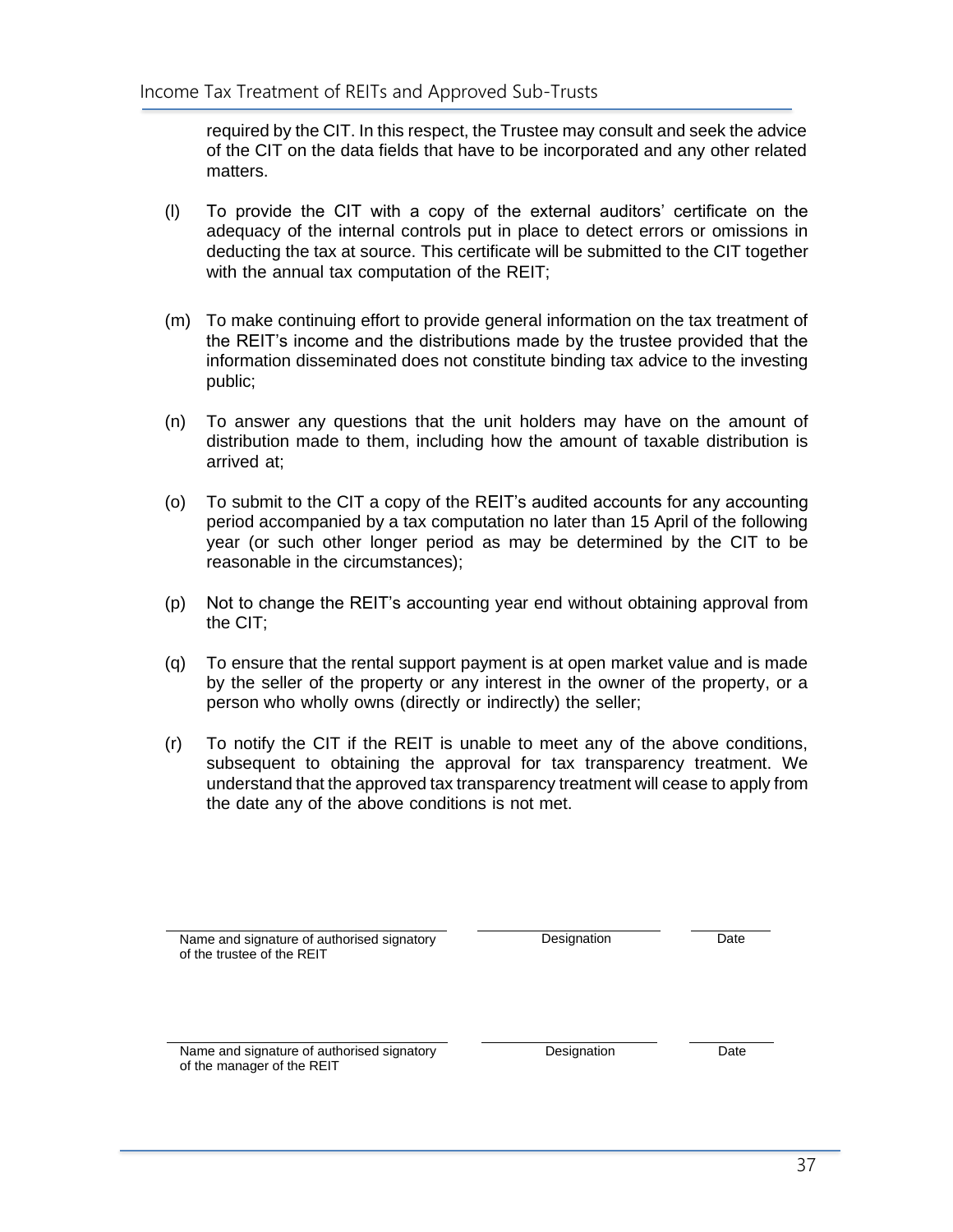required by the CIT. In this respect, the Trustee may consult and seek the advice of the CIT on the data fields that have to be incorporated and any other related matters.

(l) To provide the CIT with a copy of the external auditors' certificate on the adequacy of the internal controls put in place to detect errors or omissions in deducting the tax at source. This certificate will be submitted to the CIT together with the annual tax computation of the REIT;

(m) To make continuing effort to provide general information on the tax treatment of the REIT's income and the distributions made by the trustee provided that the information disseminated does not constitute binding tax advice to the investing public;

(n) To answer any questions that the unit holders may have on the amount of distribution made to them, including how the amount of taxable distribution is arrived at;

(o) To submit to the CIT a copy of the REIT's audited accounts for any accounting period accompanied by a tax computation no later than 15 April of the following year (or such other longer period as may be determined by the CIT to be reasonable in the circumstances);

(p) Not to change the REIT's accounting year end without obtaining approval from the CIT;

(q) To ensure that the rental support payment is at open market value and is made by the seller of the property or any interest in the owner of the property, or a person who wholly owns (directly or indirectly) the seller;

(r) To notify the CIT if the REIT is unable to meet any of the above conditions, subsequent to obtaining the approval for tax transparency treatment. We understand that the approved tax transparency treatment will cease to apply from the date any of the above conditions is not met.

| | | |
|---|---|---|
| Name and signature of authorised signatory of the trustee of the REIT | Designation | Date |
| Name and signature of authorised signatory of the manager of the REIT | Designation | Date |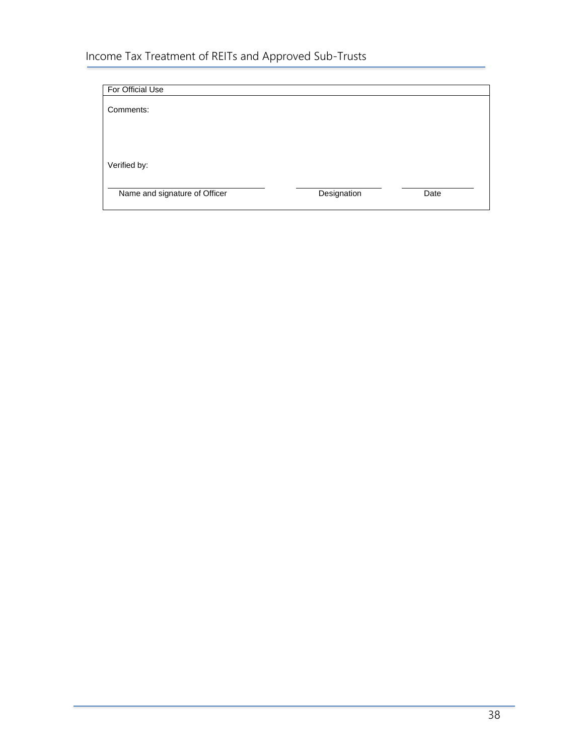| For Official Use |
|---|
| Comments: |
| Verified by: |

| ______________________________ | ______________________________ | ______________________________ |
|---|---|---|
| Name and signature of Officer | Designation | Date |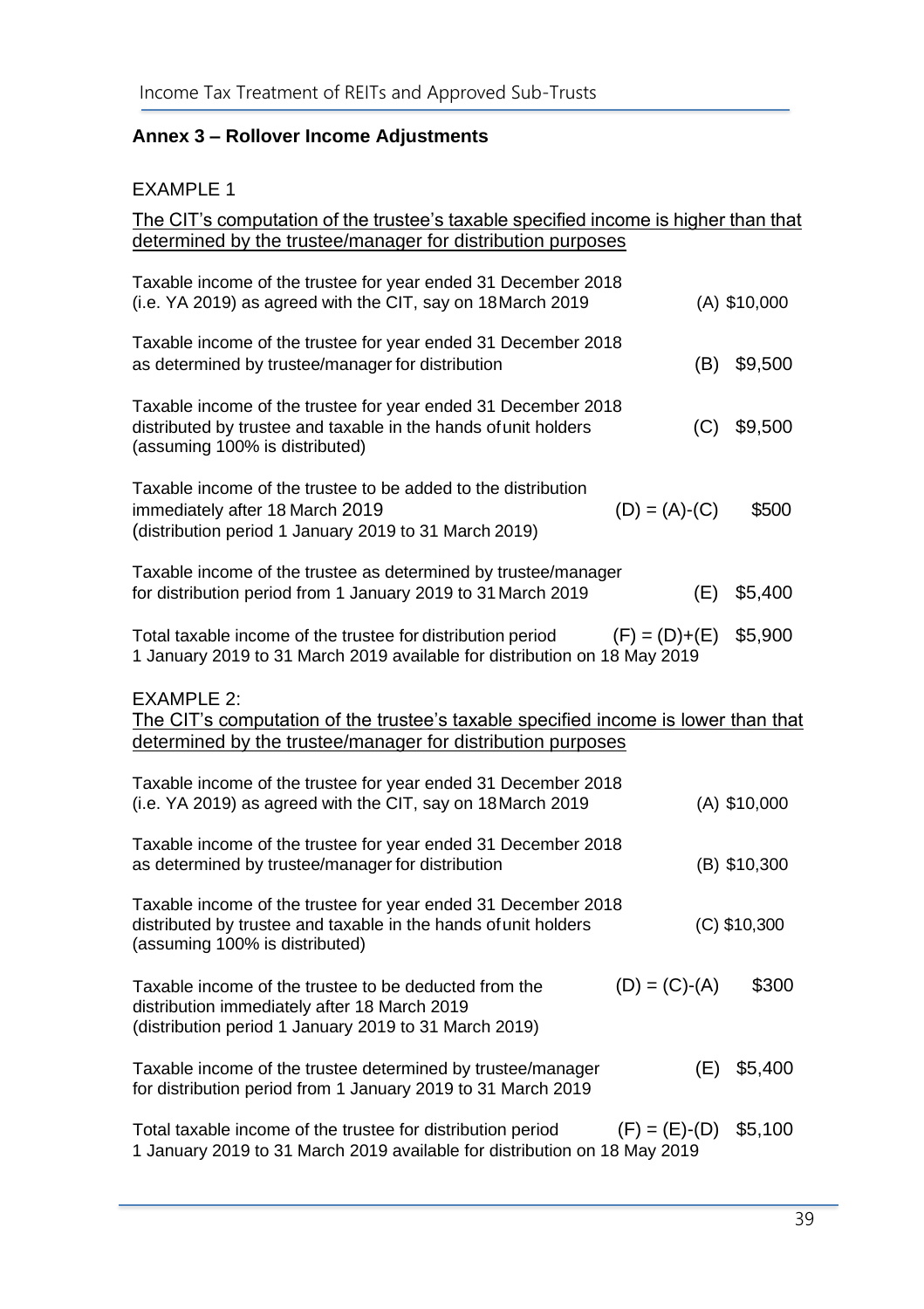## Annex 3 – Rollover Income Adjustments

EXAMPLE 1

The CIT's computation of the trustee's taxable specified income is higher than that determined by the trustee/manager for distribution purposes

| | | |
|---|---|---|
| Taxable income of the trustee for year ended 31 December 2018 (i.e. YA 2019) as agreed with the CIT, say on 18 March 2019 | (A) | \$10,000 |
| Taxable income of the trustee for year ended 31 December 2018 as determined by trustee/manager for distribution | (B) | \$9,500 |
| Taxable income of the trustee for year ended 31 December 2018 distributed by trustee and taxable in the hands of unit holders (assuming 100% is distributed) | (C) | \$9,500 |
| Taxable income of the trustee to be added to the distribution immediately after 18 March 2019 (distribution period 1 January 2019 to 31 March 2019) | (D) = (A)-(C) | \$500 |
| Taxable income of the trustee as determined by trustee/manager for distribution period from 1 January 2019 to 31 March 2019 | (E) | \$5,400 |
| Total taxable income of the trustee for distribution period 1 January 2019 to 31 March 2019 available for distribution on 18 May 2019 | (F) = (D)+(E) | \$5,900 |

EXAMPLE 2:

The CIT's computation of the trustee's taxable specified income is lower than that determined by the trustee/manager for distribution purposes

| | | |
|---|---|---|
| Taxable income of the trustee for year ended 31 December 2018 (i.e. YA 2019) as agreed with the CIT, say on 18 March 2019 | (A) | \$10,000 |
| Taxable income of the trustee for year ended 31 December 2018 as determined by trustee/manager for distribution | (B) | \$10,300 |
| Taxable income of the trustee for year ended 31 December 2018 distributed by trustee and taxable in the hands of unit holders (assuming 100% is distributed) | (C) | \$10,300 |
| Taxable income of the trustee to be deducted from the distribution immediately after 18 March 2019 (distribution period 1 January 2019 to 31 March 2019) | (D) = (C)-(A) | \$300 |
| Taxable income of the trustee determined by trustee/manager for distribution period from 1 January 2019 to 31 March 2019 | (E) | \$5,400 |
| Total taxable income of the trustee for distribution period 1 January 2019 to 31 March 2019 available for distribution on 18 May 2019 | (F) = (E)-(D) | \$5,100 |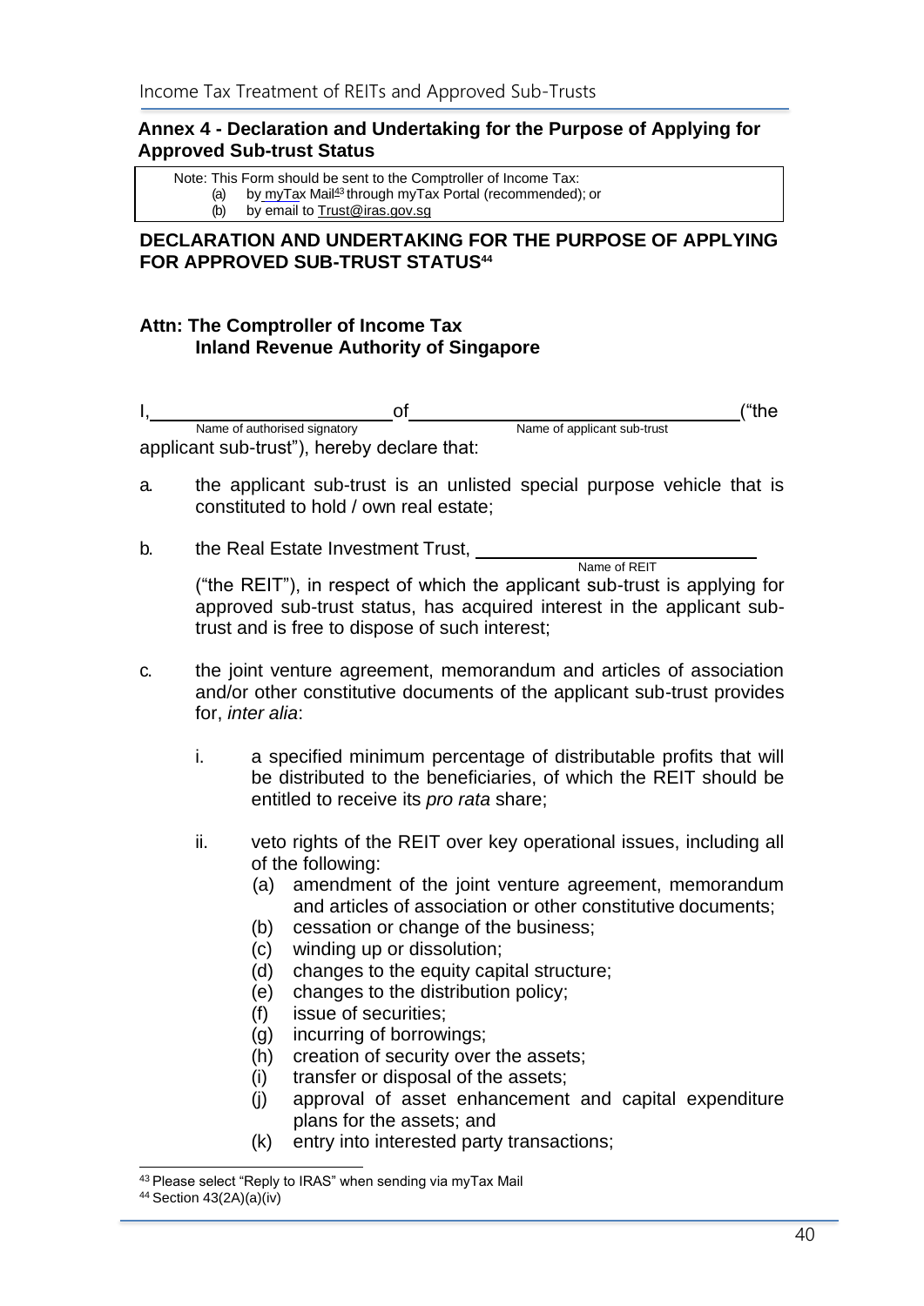## Annex 4 - Declaration and Undertaking for the Purpose of Applying for Approved Sub-trust Status

> Note: This Form should be sent to the Comptroller of Income Tax:
> (a) by myTax Mail[43] through myTax Portal (recommended); or
> (b) by email to Trust@iras.gov.sg

### DECLARATION AND UNDERTAKING FOR THE PURPOSE OF APPLYING FOR APPROVED SUB-TRUST STATUS[44]

**Attn: The Comptroller of Income Tax**
**Inland Revenue Authority of Singapore**

I, \_\_\_\_\_\_\_\_\_\_\_\_\_\_\_\_\_\_\_\_\_\_\_\_ (Name of authorised signatory) of \_\_\_\_\_\_\_\_\_\_\_\_\_\_\_\_\_\_\_\_\_\_\_\_\_\_\_\_\_\_ (Name of applicant sub-trust) ("the applicant sub-trust"), hereby declare that:

a. the applicant sub-trust is an unlisted special purpose vehicle that is constituted to hold / own real estate;

b. the Real Estate Investment Trust, \_\_\_\_\_\_\_\_\_\_\_\_\_\_\_\_\_\_\_\_\_\_\_\_ (Name of REIT) ("the REIT"), in respect of which the applicant sub-trust is applying for approved sub-trust status, has acquired interest in the applicant sub-trust and is free to dispose of such interest;

c. the joint venture agreement, memorandum and articles of association and/or other constitutive documents of the applicant sub-trust provides for, *inter alia*:

   i. a specified minimum percentage of distributable profits that will be distributed to the beneficiaries, of which the REIT should be entitled to receive its *pro rata* share;

   ii. veto rights of the REIT over key operational issues, including all of the following:
      (a) amendment of the joint venture agreement, memorandum and articles of association or other constitutive documents;
      (b) cessation or change of the business;
      (c) winding up or dissolution;
      (d) changes to the equity capital structure;
      (e) changes to the distribution policy;
      (f) issue of securities;
      (g) incurring of borrowings;
      (h) creation of security over the assets;
      (i) transfer or disposal of the assets;
      (j) approval of asset enhancement and capital expenditure plans for the assets; and
      (k) entry into interested party transactions;

---

[43] Please select "Reply to IRAS" when sending via myTax Mail

[44] Section 43(2A)(a)(iv)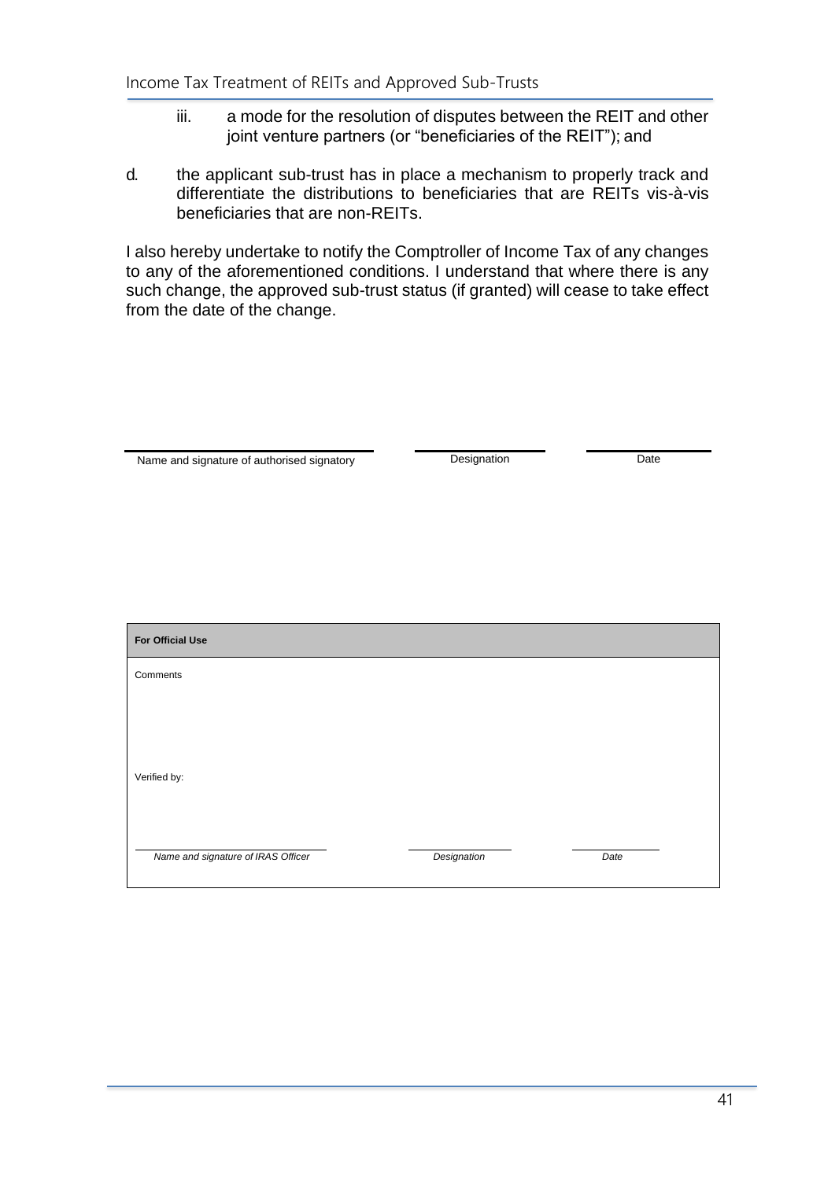iii. a mode for the resolution of disputes between the REIT and other joint venture partners (or "beneficiaries of the REIT"); and

d. the applicant sub-trust has in place a mechanism to properly track and differentiate the distributions to beneficiaries that are REITs vis-à-vis beneficiaries that are non-REITs.

I also hereby undertake to notify the Comptroller of Income Tax of any changes to any of the aforementioned conditions. I understand that where there is any such change, the approved sub-trust status (if granted) will cease to take effect from the date of the change.

| Name and signature of authorised signatory | Designation | Date |
|---|---|---|
| | | |

| **For Official Use** | | |
|---|---|---|
| Comments | | |
| Verified by: | | |
| *Name and signature of IRAS Officer* | *Designation* | *Date* |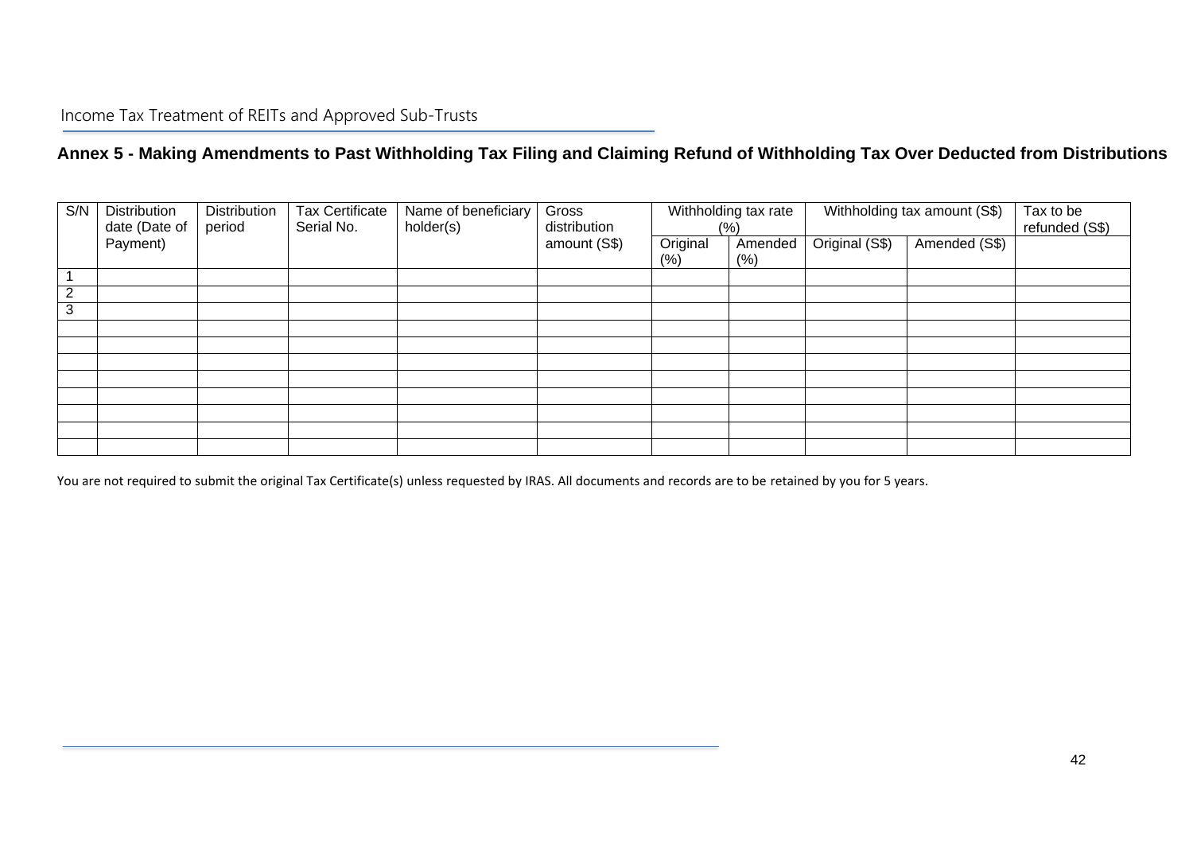## Annex 5 - Making Amendments to Past Withholding Tax Filing and Claiming Refund of Withholding Tax Over Deducted from Distributions

| S/N | Distribution date (Date of Payment) | Distribution period | Tax Certificate Serial No. | Name of beneficiary holder(s) | Gross distribution amount (S$) | Withholding tax rate (%) | | Withholding tax amount (S$) | | Tax to be refunded (S$) |
|---|---|---|---|---|---|---|---|---|---|---|
| | | | | | | Original (%) | Amended (%) | Original (S$) | Amended (S$) | |
| 1 | | | | | | | | | | |
| 2 | | | | | | | | | | |
| 3 | | | | | | | | | | |
| | | | | | | | | | | |
| | | | | | | | | | | |
| | | | | | | | | | | |
| | | | | | | | | | | |
| | | | | | | | | | | |
| | | | | | | | | | | |
| | | | | | | | | | | |
| | | | | | | | | | | |

You are not required to submit the original Tax Certificate(s) unless requested by IRAS. All documents and records are to be retained by you for 5 years.